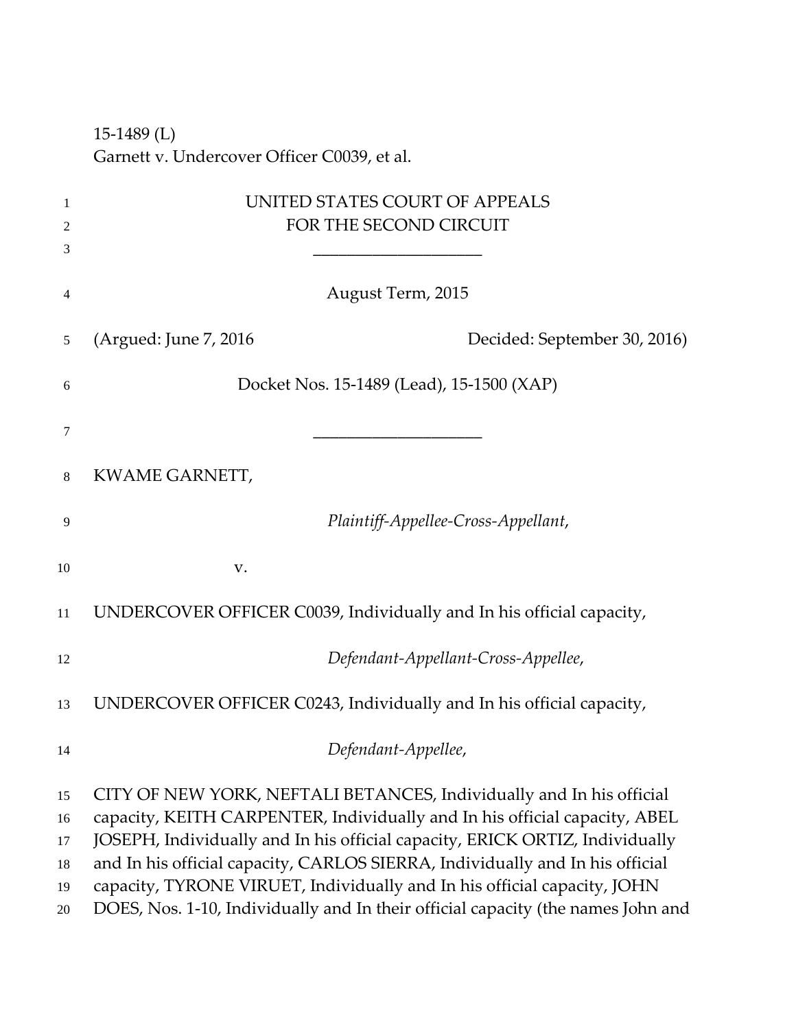15-1489 (L)
Garnett v. Undercover Officer C0039, et al.

UNITED STATES COURT OF APPEALS
FOR THE SECOND CIRCUIT

\_\_\_\_\_\_\_\_\_\_\_\_\_\_\_\_\_\_\_\_

August Term, 2015

(Argued: June 7, 2016 Decided: September 30, 2016)

Docket Nos. 15-1489 (Lead), 15-1500 (XAP)

\_\_\_\_\_\_\_\_\_\_\_\_\_\_\_\_\_\_\_\_

KWAME GARNETT,

*Plaintiff-Appellee-Cross-Appellant*,

v.

UNDERCOVER OFFICER C0039, Individually and In his official capacity,

*Defendant-Appellant-Cross-Appellee*,

UNDERCOVER OFFICER C0243, Individually and In his official capacity,

*Defendant-Appellee*,

CITY OF NEW YORK, NEFTALI BETANCES, Individually and In his official capacity, KEITH CARPENTER, Individually and In his official capacity, ABEL JOSEPH, Individually and In his official capacity, ERICK ORTIZ, Individually and In his official capacity, CARLOS SIERRA, Individually and In his official capacity, TYRONE VIRUET, Individually and In his official capacity, JOHN DOES, Nos. 1-10, Individually and In their official capacity (the names John and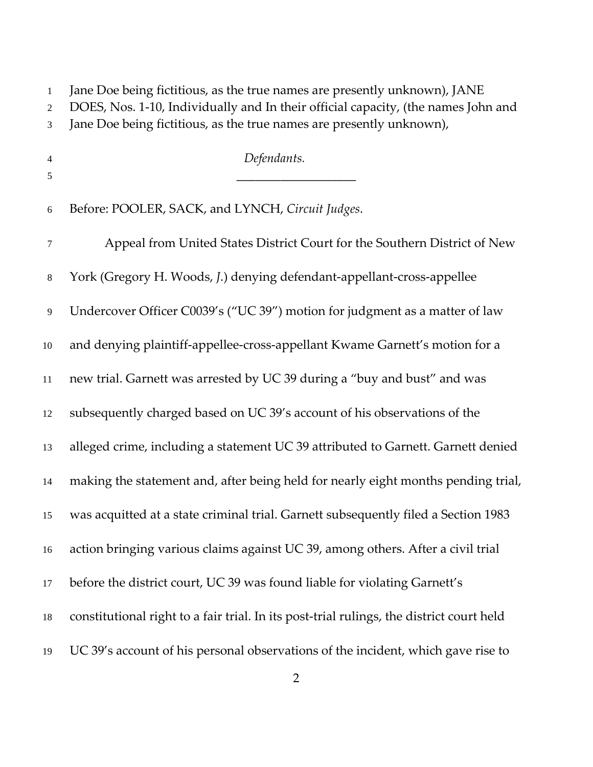Jane Doe being fictitious, as the true names are presently unknown), JANE DOES, Nos. 1-10, Individually and In their official capacity, (the names John and Jane Doe being fictitious, as the true names are presently unknown),

*Defendants.*

\_\_\_\_\_\_\_\_\_\_\_\_\_\_\_\_\_\_\_\_

Before: POOLER, SACK, and LYNCH, *Circuit Judges*.

Appeal from United States District Court for the Southern District of New York (Gregory H. Woods, *J.*) denying defendant-appellant-cross-appellee Undercover Officer C0039's ("UC 39") motion for judgment as a matter of law and denying plaintiff-appellee-cross-appellant Kwame Garnett's motion for a new trial. Garnett was arrested by UC 39 during a "buy and bust" and was subsequently charged based on UC 39's account of his observations of the alleged crime, including a statement UC 39 attributed to Garnett. Garnett denied making the statement and, after being held for nearly eight months pending trial, was acquitted at a state criminal trial. Garnett subsequently filed a Section 1983 action bringing various claims against UC 39, among others. After a civil trial before the district court, UC 39 was found liable for violating Garnett's constitutional right to a fair trial. In its post-trial rulings, the district court held UC 39's account of his personal observations of the incident, which gave rise to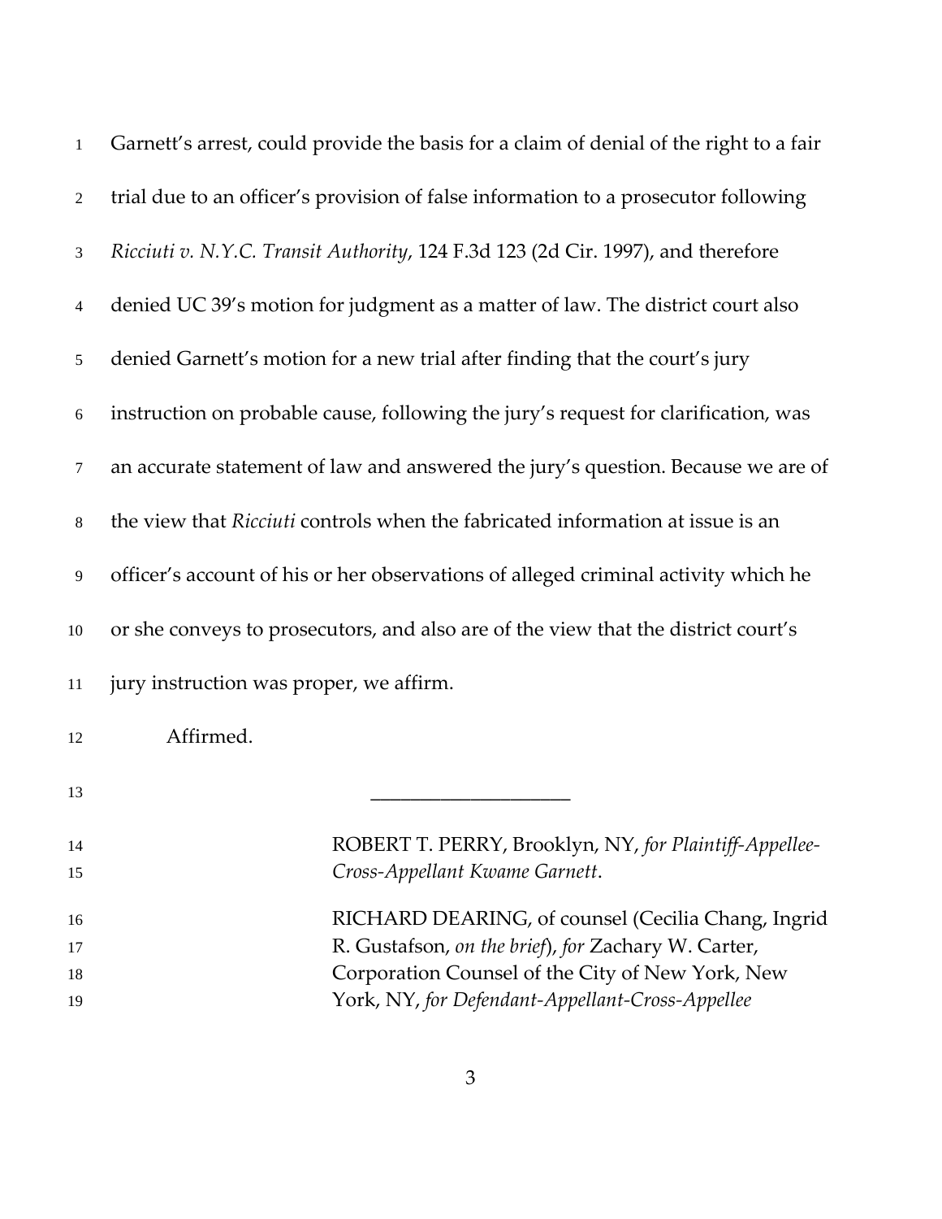Garnett's arrest, could provide the basis for a claim of denial of the right to a fair trial due to an officer's provision of false information to a prosecutor following *Ricciuti v. N.Y.C. Transit Authority*, 124 F.3d 123 (2d Cir. 1997), and therefore denied UC 39's motion for judgment as a matter of law. The district court also denied Garnett's motion for a new trial after finding that the court's jury instruction on probable cause, following the jury's request for clarification, was an accurate statement of law and answered the jury's question. Because we are of the view that *Ricciuti* controls when the fabricated information at issue is an officer's account of his or her observations of alleged criminal activity which he or she conveys to prosecutors, and also are of the view that the district court's jury instruction was proper, we affirm.

Affirmed.

\_\_\_\_\_\_\_\_\_\_\_\_\_\_\_\_\_\_\_\_

ROBERT T. PERRY, Brooklyn, NY, *for Plaintiff-Appellee-Cross-Appellant Kwame Garnett*.

RICHARD DEARING, of counsel (Cecilia Chang, Ingrid R. Gustafson, *on the brief*), *for* Zachary W. Carter, Corporation Counsel of the City of New York, New York, NY, *for Defendant-Appellant-Cross-Appellee*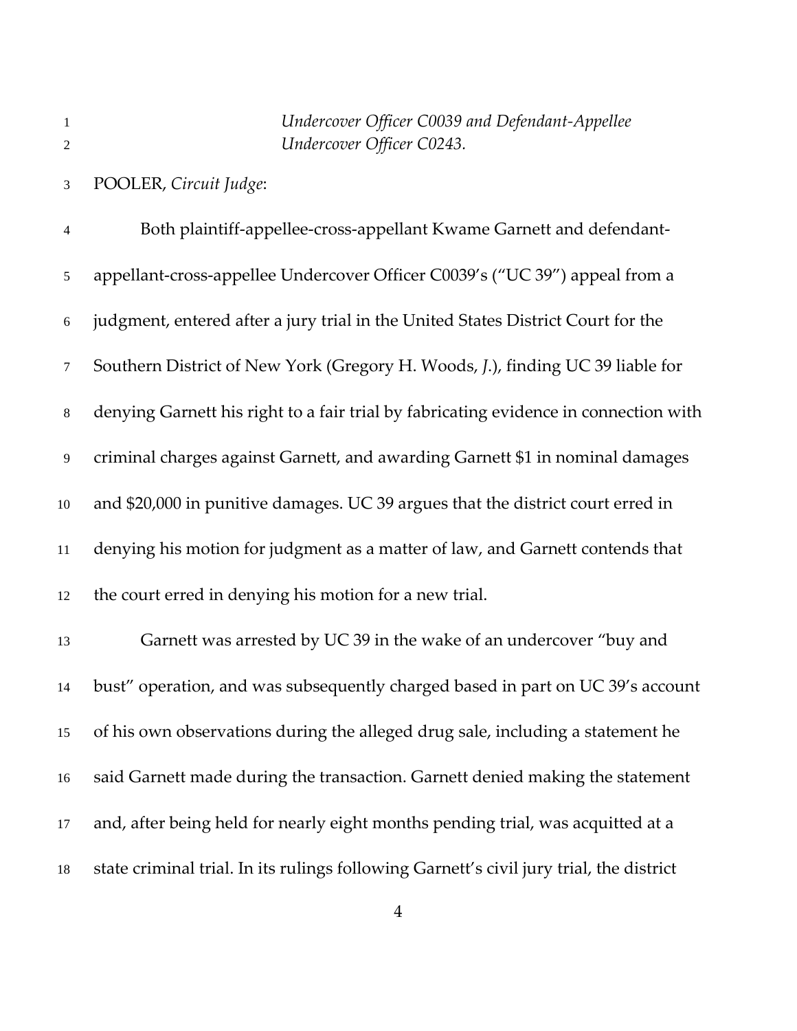*Undercover Officer C0039 and Defendant-Appellee Undercover Officer C0243.*

POOLER, *Circuit Judge*:

Both plaintiff-appellee-cross-appellant Kwame Garnett and defendant-appellant-cross-appellee Undercover Officer C0039's ("UC 39") appeal from a judgment, entered after a jury trial in the United States District Court for the Southern District of New York (Gregory H. Woods, *J.*), finding UC 39 liable for denying Garnett his right to a fair trial by fabricating evidence in connection with criminal charges against Garnett, and awarding Garnett $1 in nominal damages and $20,000 in punitive damages. UC 39 argues that the district court erred in denying his motion for judgment as a matter of law, and Garnett contends that the court erred in denying his motion for a new trial.

Garnett was arrested by UC 39 in the wake of an undercover "buy and bust" operation, and was subsequently charged based in part on UC 39's account of his own observations during the alleged drug sale, including a statement he said Garnett made during the transaction. Garnett denied making the statement and, after being held for nearly eight months pending trial, was acquitted at a state criminal trial. In its rulings following Garnett's civil jury trial, the district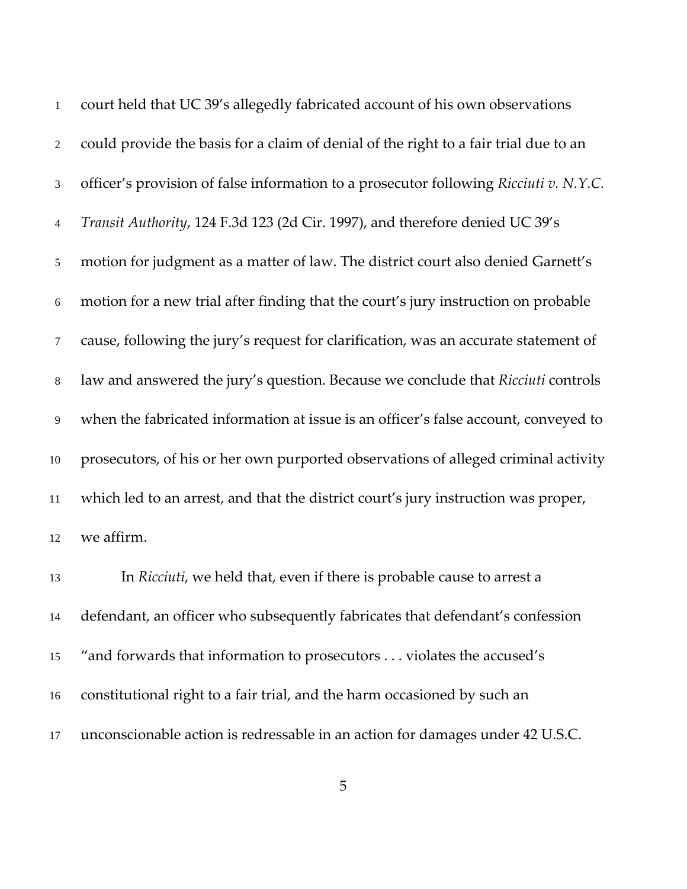court held that UC 39's allegedly fabricated account of his own observations could provide the basis for a claim of denial of the right to a fair trial due to an officer's provision of false information to a prosecutor following *Ricciuti v. N.Y.C. Transit Authority*, 124 F.3d 123 (2d Cir. 1997), and therefore denied UC 39's motion for judgment as a matter of law. The district court also denied Garnett's motion for a new trial after finding that the court's jury instruction on probable cause, following the jury's request for clarification, was an accurate statement of law and answered the jury's question. Because we conclude that *Ricciuti* controls when the fabricated information at issue is an officer's false account, conveyed to prosecutors, of his or her own purported observations of alleged criminal activity which led to an arrest, and that the district court's jury instruction was proper, we affirm.

In *Ricciuti*, we held that, even if there is probable cause to arrest a defendant, an officer who subsequently fabricates that defendant's confession "and forwards that information to prosecutors . . . violates the accused's constitutional right to a fair trial, and the harm occasioned by such an unconscionable action is redressable in an action for damages under 42 U.S.C.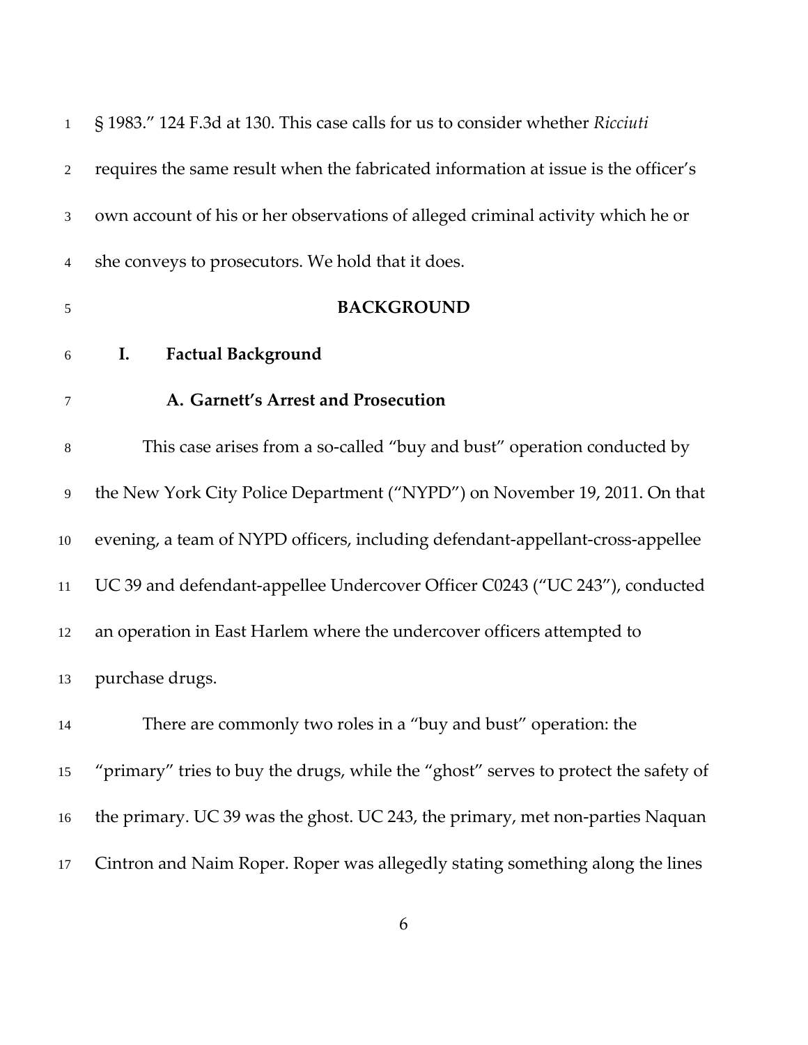§ 1983." 124 F.3d at 130. This case calls for us to consider whether *Ricciuti* requires the same result when the fabricated information at issue is the officer's own account of his or her observations of alleged criminal activity which he or she conveys to prosecutors. We hold that it does.

## BACKGROUND

### I. Factual Background

#### A. Garnett's Arrest and Prosecution

This case arises from a so-called "buy and bust" operation conducted by the New York City Police Department ("NYPD") on November 19, 2011. On that evening, a team of NYPD officers, including defendant-appellant-cross-appellee UC 39 and defendant-appellee Undercover Officer C0243 ("UC 243"), conducted an operation in East Harlem where the undercover officers attempted to purchase drugs.

There are commonly two roles in a "buy and bust" operation: the "primary" tries to buy the drugs, while the "ghost" serves to protect the safety of the primary. UC 39 was the ghost. UC 243, the primary, met non-parties Naquan Cintron and Naim Roper. Roper was allegedly stating something along the lines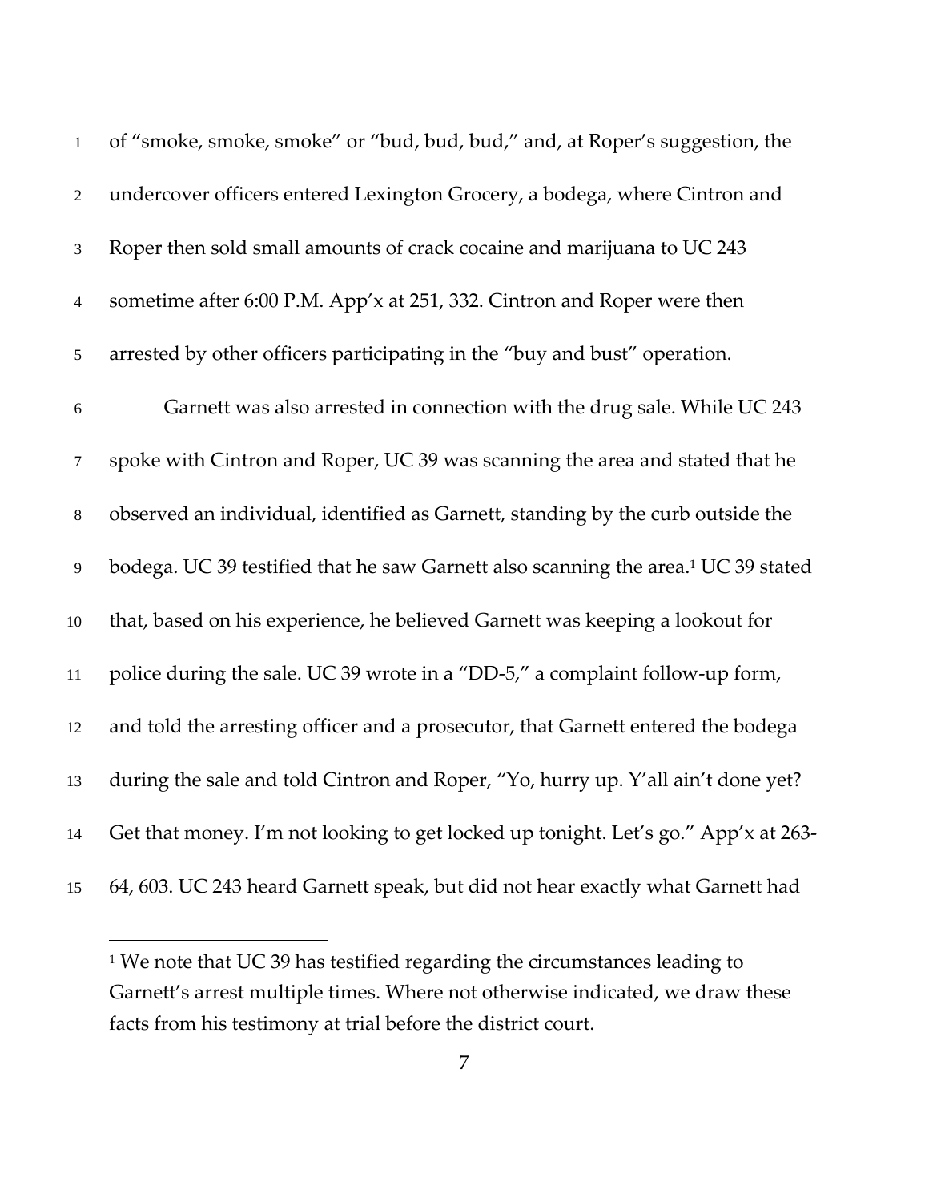of "smoke, smoke, smoke" or "bud, bud, bud," and, at Roper's suggestion, the undercover officers entered Lexington Grocery, a bodega, where Cintron and Roper then sold small amounts of crack cocaine and marijuana to UC 243 sometime after 6:00 P.M. App'x at 251, 332. Cintron and Roper were then arrested by other officers participating in the "buy and bust" operation.

Garnett was also arrested in connection with the drug sale. While UC 243 spoke with Cintron and Roper, UC 39 was scanning the area and stated that he observed an individual, identified as Garnett, standing by the curb outside the bodega. UC 39 testified that he saw Garnett also scanning the area.[1] UC 39 stated that, based on his experience, he believed Garnett was keeping a lookout for police during the sale. UC 39 wrote in a "DD-5," a complaint follow-up form, and told the arresting officer and a prosecutor, that Garnett entered the bodega during the sale and told Cintron and Roper, "Yo, hurry up. Y'all ain't done yet? Get that money. I'm not looking to get locked up tonight. Let's go." App'x at 263-64, 603. UC 243 heard Garnett speak, but did not hear exactly what Garnett had

[1] We note that UC 39 has testified regarding the circumstances leading to Garnett's arrest multiple times. Where not otherwise indicated, we draw these facts from his testimony at trial before the district court.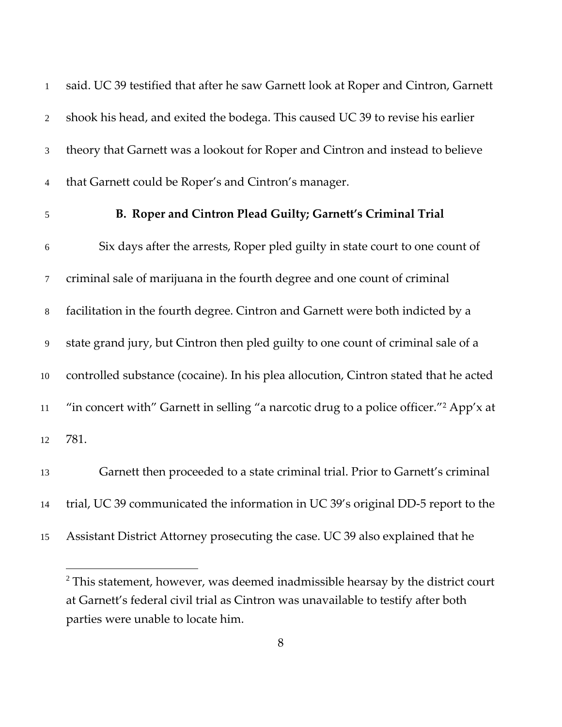said. UC 39 testified that after he saw Garnett look at Roper and Cintron, Garnett shook his head, and exited the bodega. This caused UC 39 to revise his earlier theory that Garnett was a lookout for Roper and Cintron and instead to believe that Garnett could be Roper's and Cintron's manager.

### B. Roper and Cintron Plead Guilty; Garnett's Criminal Trial

Six days after the arrests, Roper pled guilty in state court to one count of criminal sale of marijuana in the fourth degree and one count of criminal facilitation in the fourth degree. Cintron and Garnett were both indicted by a state grand jury, but Cintron then pled guilty to one count of criminal sale of a controlled substance (cocaine). In his plea allocution, Cintron stated that he acted "in concert with" Garnett in selling "a narcotic drug to a police officer."[2] App'x at 781.

Garnett then proceeded to a state criminal trial. Prior to Garnett's criminal trial, UC 39 communicated the information in UC 39's original DD-5 report to the Assistant District Attorney prosecuting the case. UC 39 also explained that he

[2] This statement, however, was deemed inadmissible hearsay by the district court at Garnett's federal civil trial as Cintron was unavailable to testify after both parties were unable to locate him.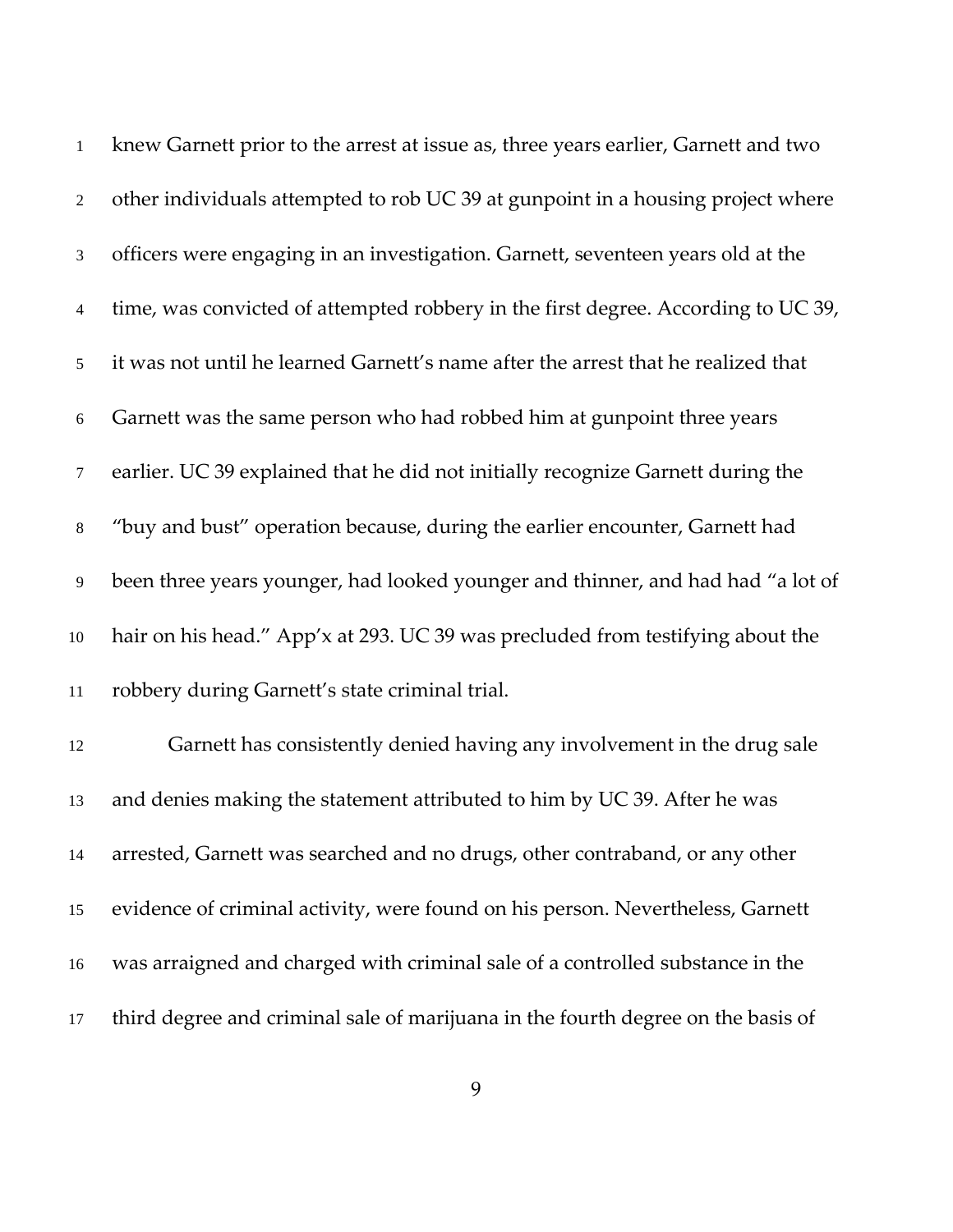knew Garnett prior to the arrest at issue as, three years earlier, Garnett and two other individuals attempted to rob UC 39 at gunpoint in a housing project where officers were engaging in an investigation. Garnett, seventeen years old at the time, was convicted of attempted robbery in the first degree. According to UC 39, it was not until he learned Garnett's name after the arrest that he realized that Garnett was the same person who had robbed him at gunpoint three years earlier. UC 39 explained that he did not initially recognize Garnett during the "buy and bust" operation because, during the earlier encounter, Garnett had been three years younger, had looked younger and thinner, and had had "a lot of hair on his head." App'x at 293. UC 39 was precluded from testifying about the robbery during Garnett's state criminal trial.

Garnett has consistently denied having any involvement in the drug sale and denies making the statement attributed to him by UC 39. After he was arrested, Garnett was searched and no drugs, other contraband, or any other evidence of criminal activity, were found on his person. Nevertheless, Garnett was arraigned and charged with criminal sale of a controlled substance in the third degree and criminal sale of marijuana in the fourth degree on the basis of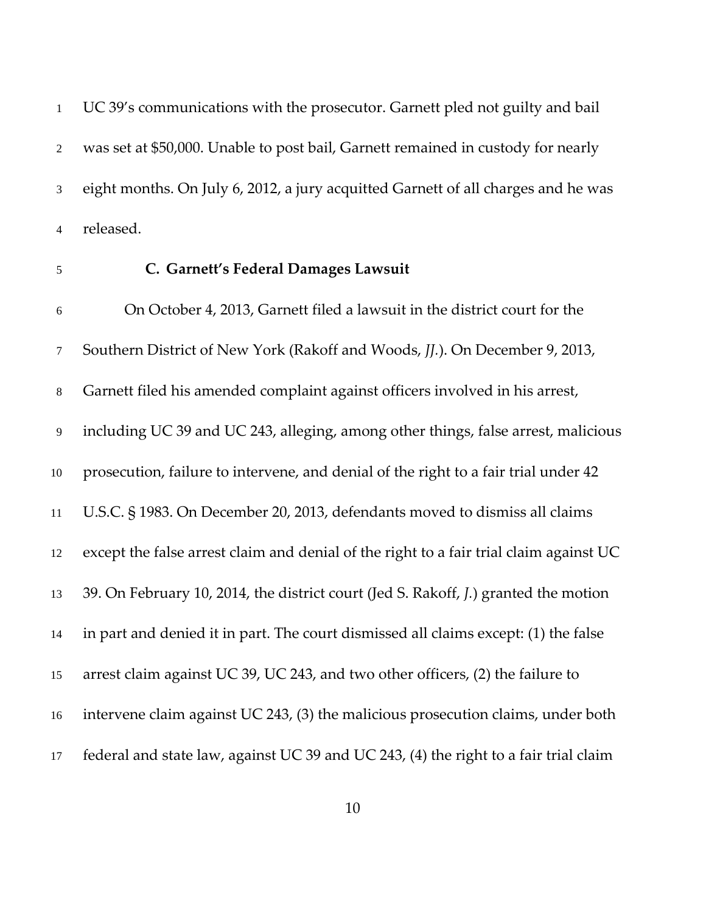UC 39's communications with the prosecutor. Garnett pled not guilty and bail was set at $50,000. Unable to post bail, Garnett remained in custody for nearly eight months. On July 6, 2012, a jury acquitted Garnett of all charges and he was released.

### C. Garnett's Federal Damages Lawsuit

On October 4, 2013, Garnett filed a lawsuit in the district court for the Southern District of New York (Rakoff and Woods, *JJ.*). On December 9, 2013, Garnett filed his amended complaint against officers involved in his arrest, including UC 39 and UC 243, alleging, among other things, false arrest, malicious prosecution, failure to intervene, and denial of the right to a fair trial under 42 U.S.C. § 1983. On December 20, 2013, defendants moved to dismiss all claims except the false arrest claim and denial of the right to a fair trial claim against UC 39. On February 10, 2014, the district court (Jed S. Rakoff, *J.*) granted the motion in part and denied it in part. The court dismissed all claims except: (1) the false arrest claim against UC 39, UC 243, and two other officers, (2) the failure to intervene claim against UC 243, (3) the malicious prosecution claims, under both federal and state law, against UC 39 and UC 243, (4) the right to a fair trial claim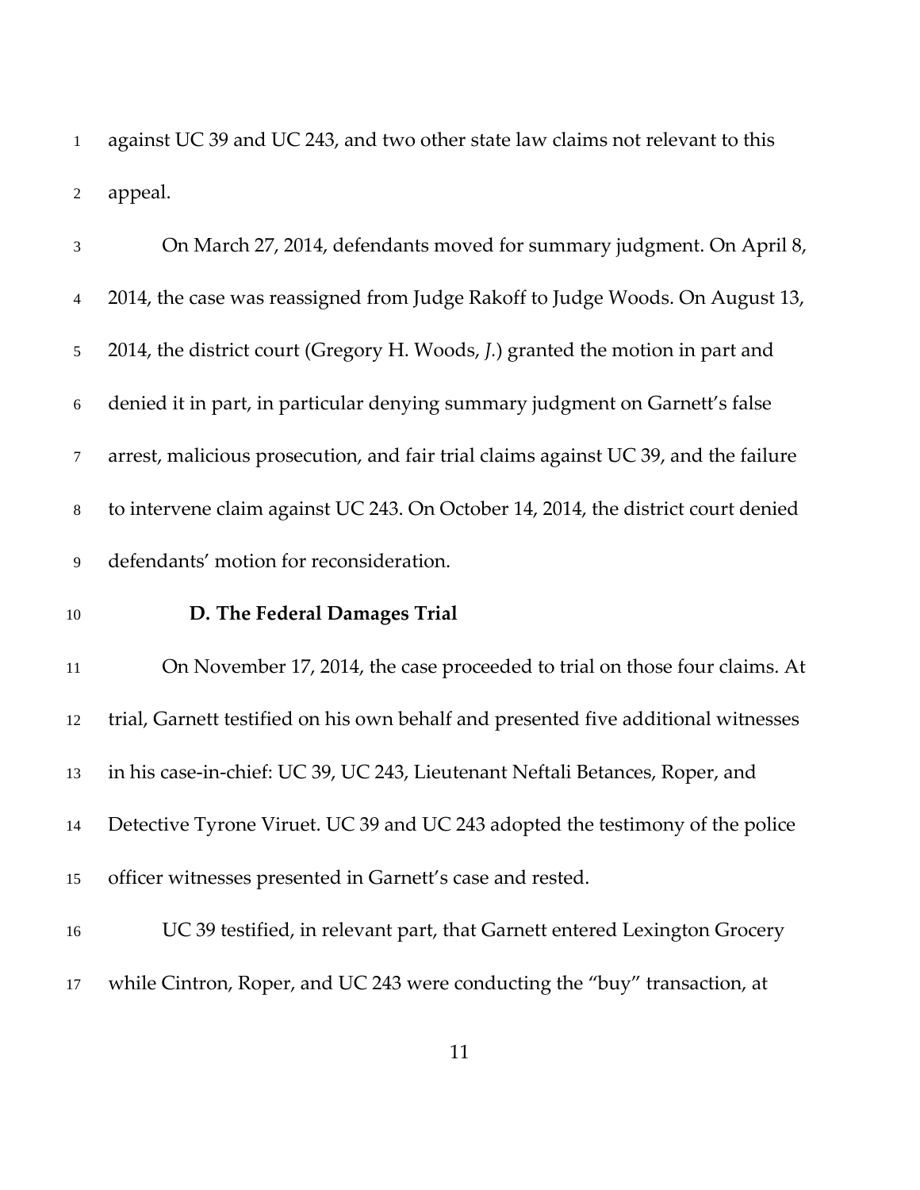against UC 39 and UC 243, and two other state law claims not relevant to this appeal.

On March 27, 2014, defendants moved for summary judgment. On April 8, 2014, the case was reassigned from Judge Rakoff to Judge Woods. On August 13, 2014, the district court (Gregory H. Woods, *J.*) granted the motion in part and denied it in part, in particular denying summary judgment on Garnett's false arrest, malicious prosecution, and fair trial claims against UC 39, and the failure to intervene claim against UC 243. On October 14, 2014, the district court denied defendants' motion for reconsideration.

### D. The Federal Damages Trial

On November 17, 2014, the case proceeded to trial on those four claims. At trial, Garnett testified on his own behalf and presented five additional witnesses in his case-in-chief: UC 39, UC 243, Lieutenant Neftali Betances, Roper, and Detective Tyrone Viruet. UC 39 and UC 243 adopted the testimony of the police officer witnesses presented in Garnett's case and rested.

UC 39 testified, in relevant part, that Garnett entered Lexington Grocery while Cintron, Roper, and UC 243 were conducting the "buy" transaction, at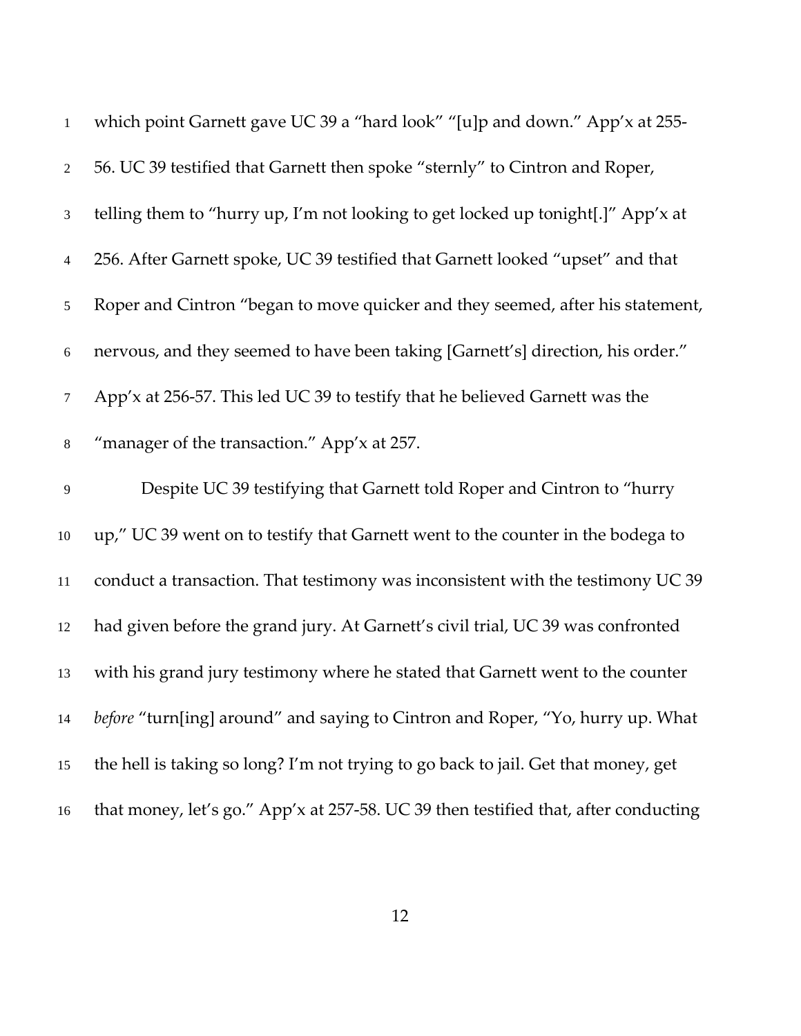which point Garnett gave UC 39 a "hard look" "[u]p and down." App'x at 255-56. UC 39 testified that Garnett then spoke "sternly" to Cintron and Roper, telling them to "hurry up, I'm not looking to get locked up tonight[.]" App'x at 256. After Garnett spoke, UC 39 testified that Garnett looked "upset" and that Roper and Cintron "began to move quicker and they seemed, after his statement, nervous, and they seemed to have been taking [Garnett's] direction, his order." App'x at 256-57. This led UC 39 to testify that he believed Garnett was the "manager of the transaction." App'x at 257.

Despite UC 39 testifying that Garnett told Roper and Cintron to "hurry up," UC 39 went on to testify that Garnett went to the counter in the bodega to conduct a transaction. That testimony was inconsistent with the testimony UC 39 had given before the grand jury. At Garnett's civil trial, UC 39 was confronted with his grand jury testimony where he stated that Garnett went to the counter *before* "turn[ing] around" and saying to Cintron and Roper, "Yo, hurry up. What the hell is taking so long? I'm not trying to go back to jail. Get that money, get that money, let's go." App'x at 257-58. UC 39 then testified that, after conducting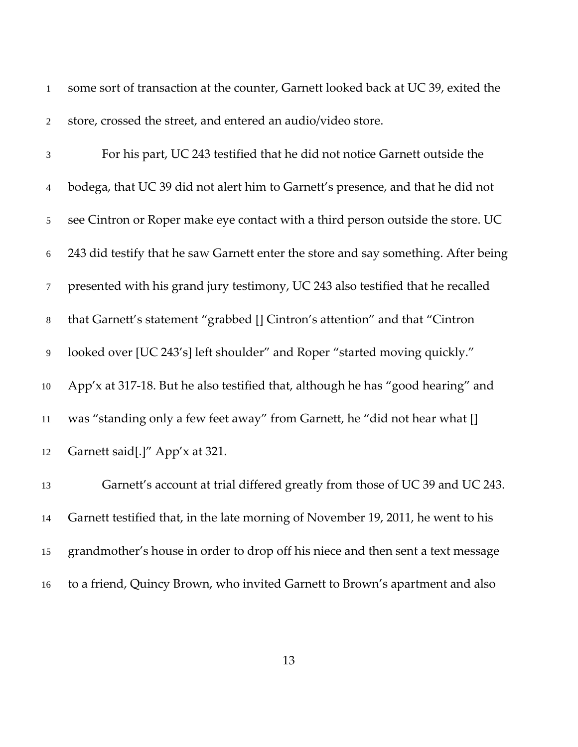some sort of transaction at the counter, Garnett looked back at UC 39, exited the store, crossed the street, and entered an audio/video store.

For his part, UC 243 testified that he did not notice Garnett outside the bodega, that UC 39 did not alert him to Garnett's presence, and that he did not see Cintron or Roper make eye contact with a third person outside the store. UC 243 did testify that he saw Garnett enter the store and say something. After being presented with his grand jury testimony, UC 243 also testified that he recalled that Garnett's statement "grabbed [] Cintron's attention" and that "Cintron looked over [UC 243's] left shoulder" and Roper "started moving quickly." App'x at 317-18. But he also testified that, although he has "good hearing" and was "standing only a few feet away" from Garnett, he "did not hear what [] Garnett said[.]" App'x at 321.

Garnett's account at trial differed greatly from those of UC 39 and UC 243. Garnett testified that, in the late morning of November 19, 2011, he went to his grandmother's house in order to drop off his niece and then sent a text message to a friend, Quincy Brown, who invited Garnett to Brown's apartment and also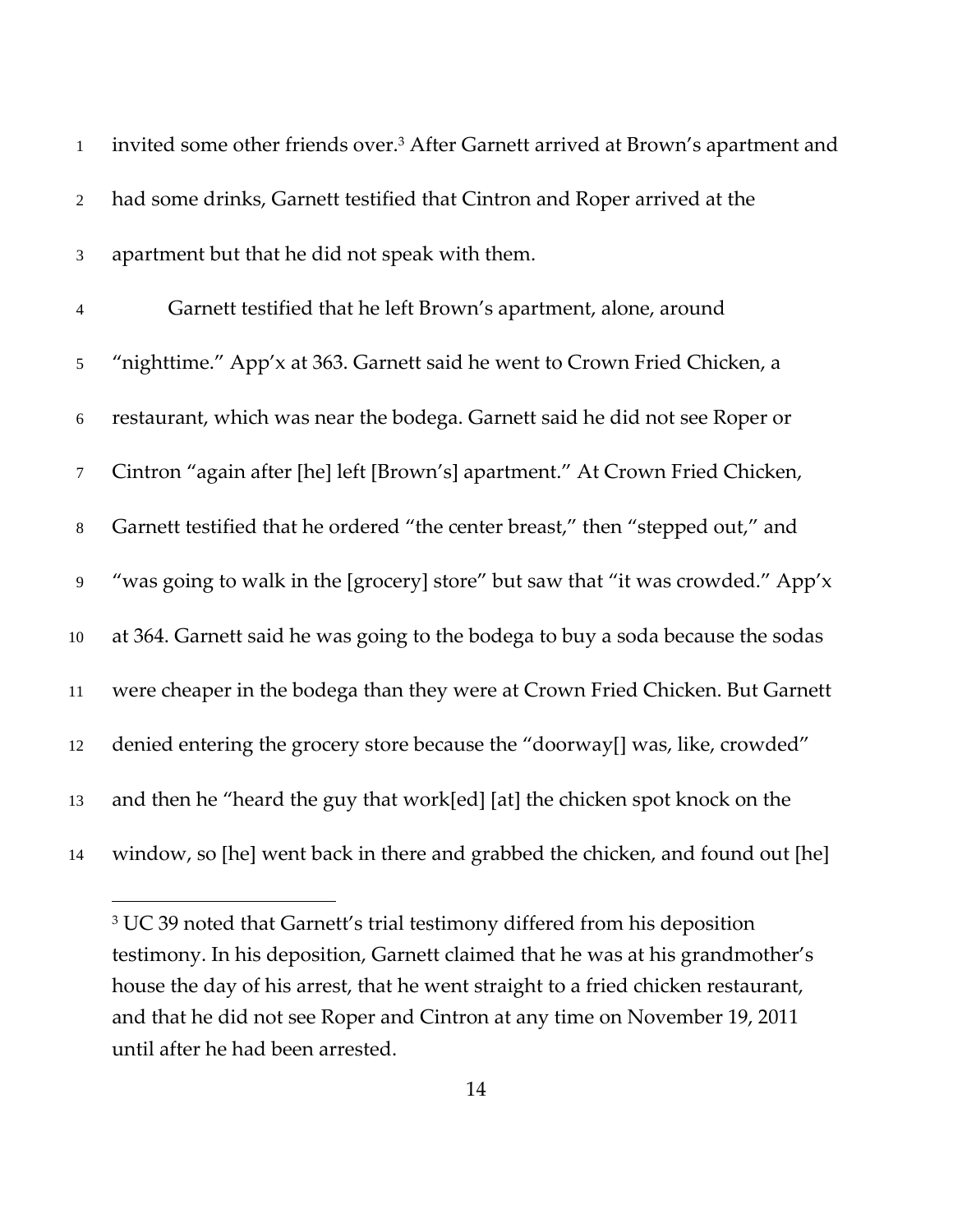invited some other friends over.[3] After Garnett arrived at Brown's apartment and had some drinks, Garnett testified that Cintron and Roper arrived at the apartment but that he did not speak with them.

Garnett testified that he left Brown's apartment, alone, around "nighttime." App'x at 363. Garnett said he went to Crown Fried Chicken, a restaurant, which was near the bodega. Garnett said he did not see Roper or Cintron "again after [he] left [Brown's] apartment." At Crown Fried Chicken, Garnett testified that he ordered "the center breast," then "stepped out," and "was going to walk in the [grocery] store" but saw that "it was crowded." App'x at 364. Garnett said he was going to the bodega to buy a soda because the sodas were cheaper in the bodega than they were at Crown Fried Chicken. But Garnett denied entering the grocery store because the "doorway[] was, like, crowded" and then he "heard the guy that work[ed] [at] the chicken spot knock on the window, so [he] went back in there and grabbed the chicken, and found out [he]

[3] UC 39 noted that Garnett's trial testimony differed from his deposition testimony. In his deposition, Garnett claimed that he was at his grandmother's house the day of his arrest, that he went straight to a fried chicken restaurant, and that he did not see Roper and Cintron at any time on November 19, 2011 until after he had been arrested.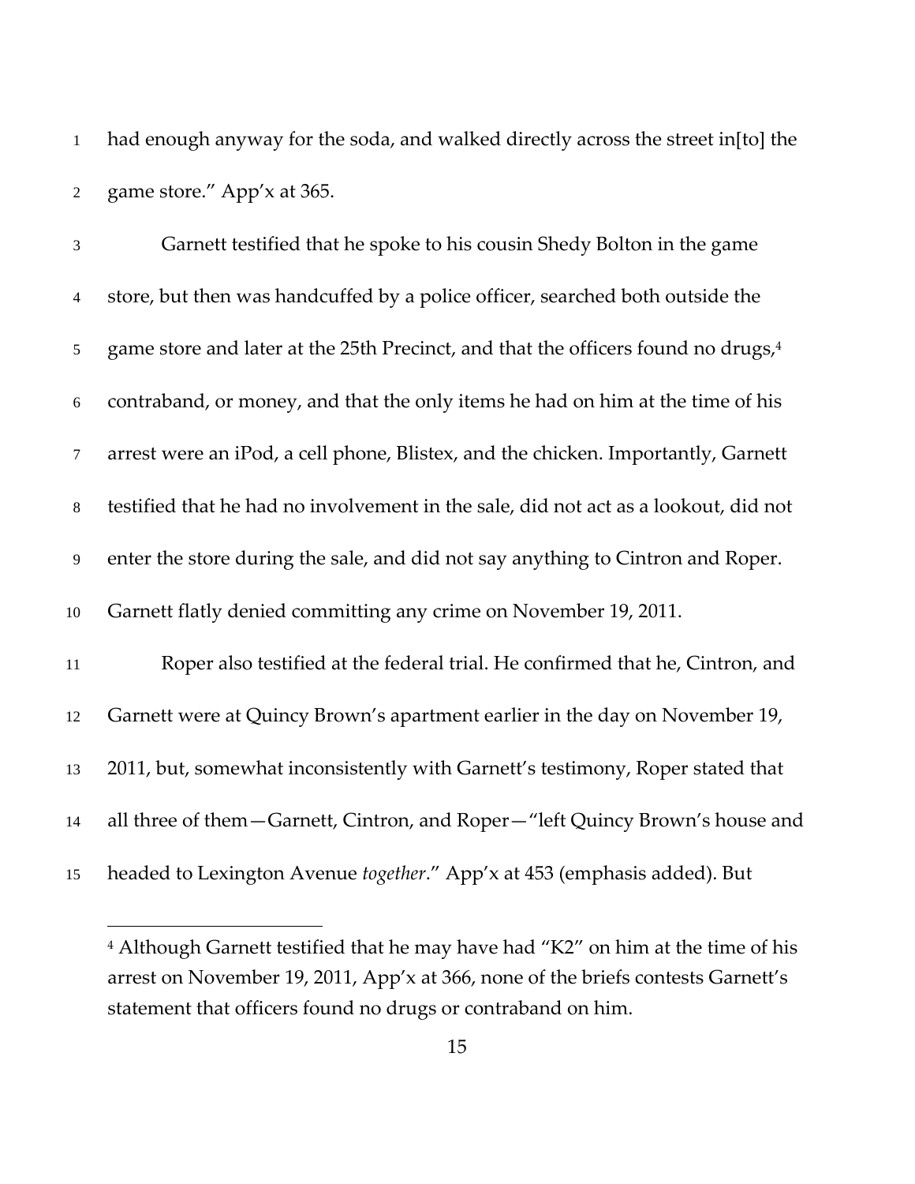had enough anyway for the soda, and walked directly across the street in[to] the game store." App'x at 365.

Garnett testified that he spoke to his cousin Shedy Bolton in the game store, but then was handcuffed by a police officer, searched both outside the game store and later at the 25th Precinct, and that the officers found no drugs,[4] contraband, or money, and that the only items he had on him at the time of his arrest were an iPod, a cell phone, Blistex, and the chicken. Importantly, Garnett testified that he had no involvement in the sale, did not act as a lookout, did not enter the store during the sale, and did not say anything to Cintron and Roper. Garnett flatly denied committing any crime on November 19, 2011.

Roper also testified at the federal trial. He confirmed that he, Cintron, and Garnett were at Quincy Brown's apartment earlier in the day on November 19, 2011, but, somewhat inconsistently with Garnett's testimony, Roper stated that all three of them—Garnett, Cintron, and Roper—"left Quincy Brown's house and headed to Lexington Avenue *together*." App'x at 453 (emphasis added). But

[4] Although Garnett testified that he may have had "K2" on him at the time of his arrest on November 19, 2011, App'x at 366, none of the briefs contests Garnett's statement that officers found no drugs or contraband on him.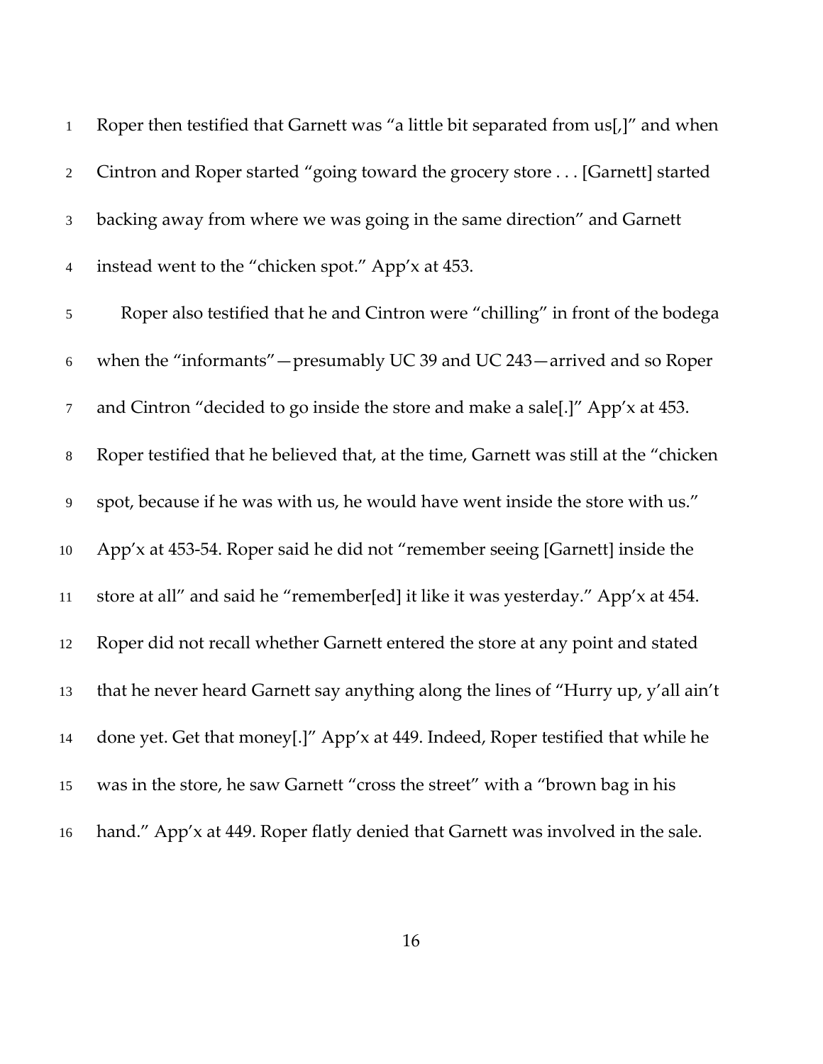Roper then testified that Garnett was "a little bit separated from us[,]" and when Cintron and Roper started "going toward the grocery store . . . [Garnett] started backing away from where we was going in the same direction" and Garnett instead went to the "chicken spot." App'x at 453.

Roper also testified that he and Cintron were "chilling" in front of the bodega when the "informants"—presumably UC 39 and UC 243—arrived and so Roper and Cintron "decided to go inside the store and make a sale[.]" App'x at 453. Roper testified that he believed that, at the time, Garnett was still at the "chicken spot, because if he was with us, he would have went inside the store with us." App'x at 453-54. Roper said he did not "remember seeing [Garnett] inside the store at all" and said he "remember[ed] it like it was yesterday." App'x at 454. Roper did not recall whether Garnett entered the store at any point and stated that he never heard Garnett say anything along the lines of "Hurry up, y'all ain't done yet. Get that money[.]" App'x at 449. Indeed, Roper testified that while he was in the store, he saw Garnett "cross the street" with a "brown bag in his hand." App'x at 449. Roper flatly denied that Garnett was involved in the sale.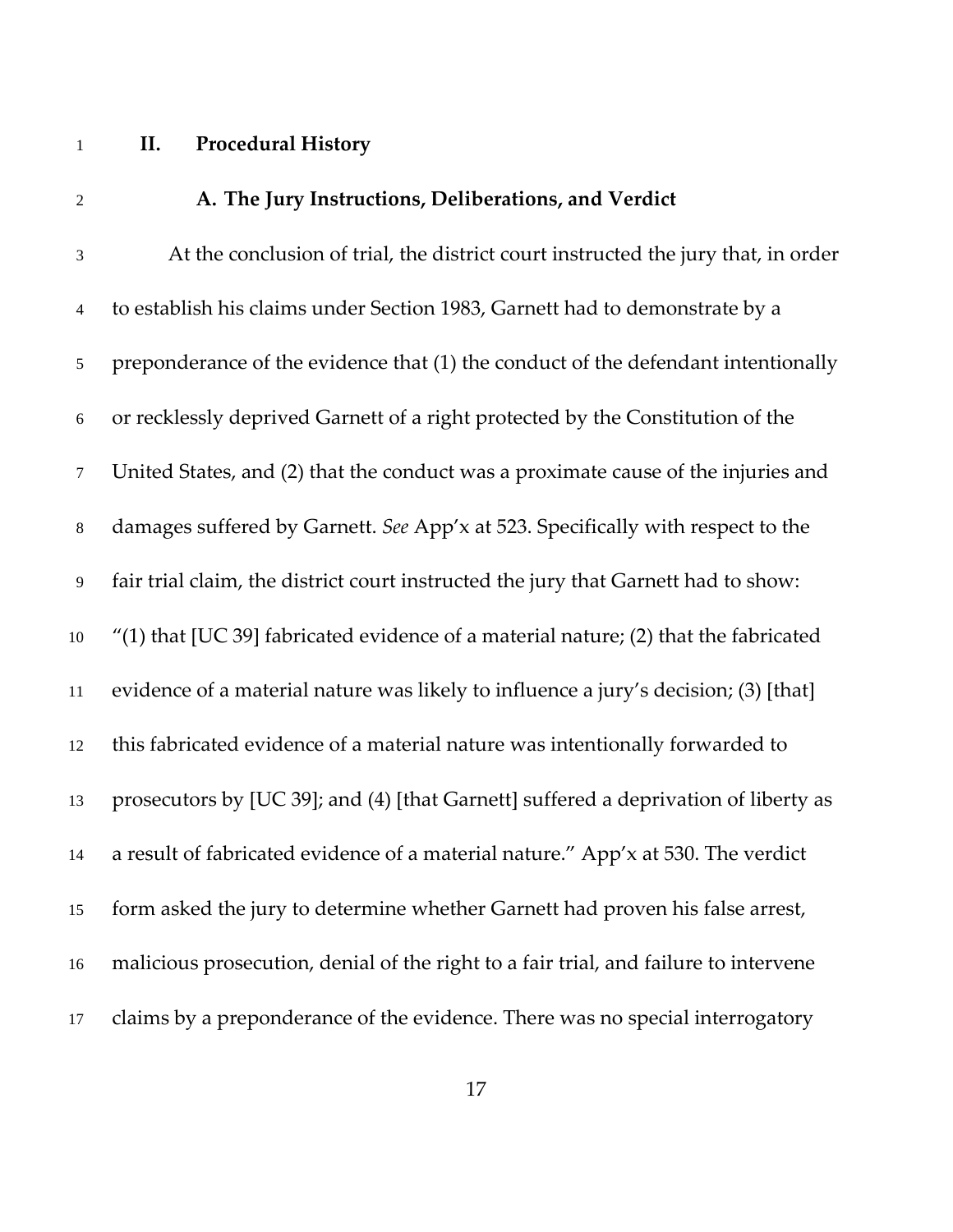## II. Procedural History

### A. The Jury Instructions, Deliberations, and Verdict

At the conclusion of trial, the district court instructed the jury that, in order to establish his claims under Section 1983, Garnett had to demonstrate by a preponderance of the evidence that (1) the conduct of the defendant intentionally or recklessly deprived Garnett of a right protected by the Constitution of the United States, and (2) that the conduct was a proximate cause of the injuries and damages suffered by Garnett. *See* App'x at 523. Specifically with respect to the fair trial claim, the district court instructed the jury that Garnett had to show: "(1) that [UC 39] fabricated evidence of a material nature; (2) that the fabricated evidence of a material nature was likely to influence a jury's decision; (3) [that] this fabricated evidence of a material nature was intentionally forwarded to prosecutors by [UC 39]; and (4) [that Garnett] suffered a deprivation of liberty as a result of fabricated evidence of a material nature." App'x at 530. The verdict form asked the jury to determine whether Garnett had proven his false arrest, malicious prosecution, denial of the right to a fair trial, and failure to intervene claims by a preponderance of the evidence. There was no special interrogatory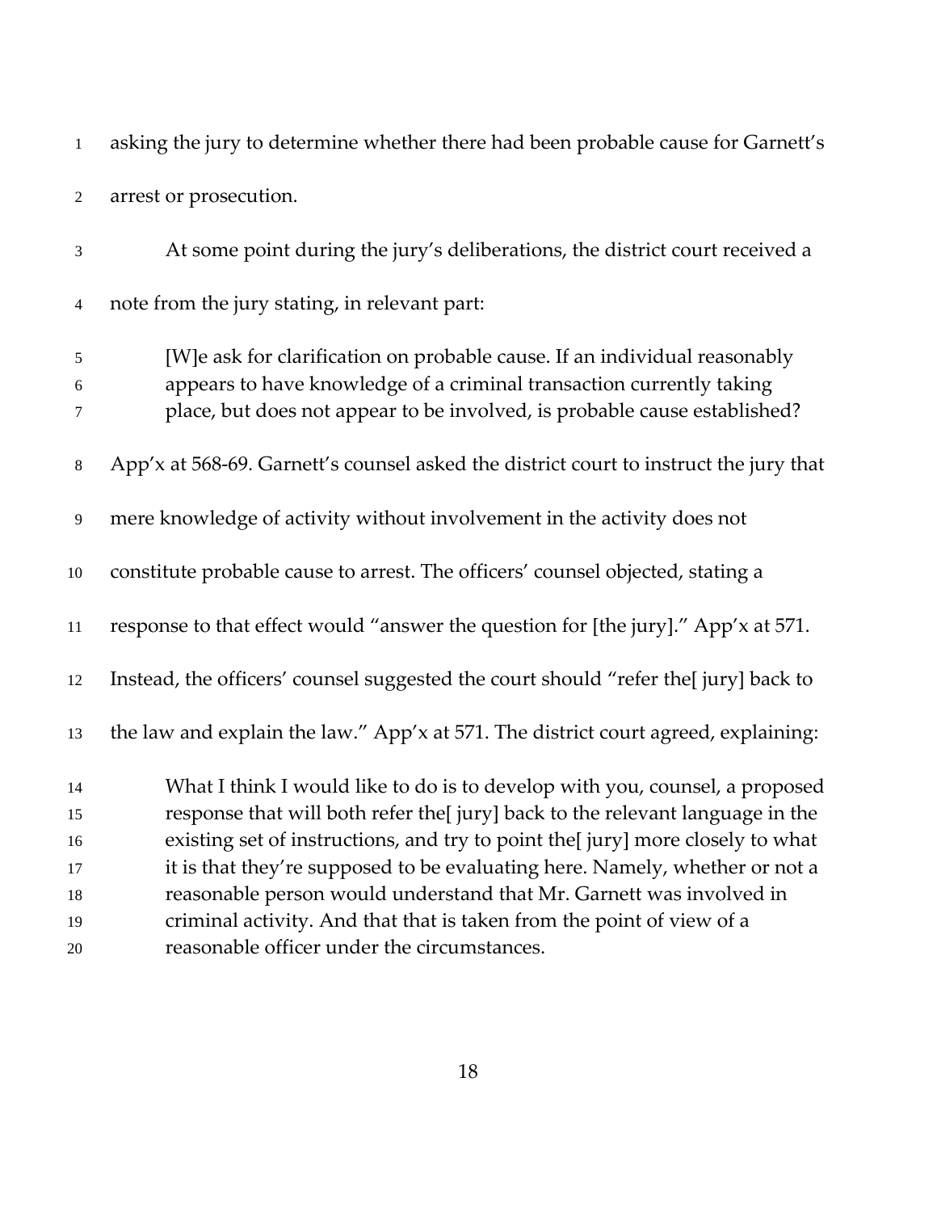asking the jury to determine whether there had been probable cause for Garnett's arrest or prosecution.

At some point during the jury's deliberations, the district court received a note from the jury stating, in relevant part:

> [W]e ask for clarification on probable cause. If an individual reasonably appears to have knowledge of a criminal transaction currently taking place, but does not appear to be involved, is probable cause established?

App'x at 568-69. Garnett's counsel asked the district court to instruct the jury that mere knowledge of activity without involvement in the activity does not constitute probable cause to arrest. The officers' counsel objected, stating a response to that effect would "answer the question for [the jury]." App'x at 571. Instead, the officers' counsel suggested the court should "refer the[ jury] back to the law and explain the law." App'x at 571. The district court agreed, explaining:

> What I think I would like to do is to develop with you, counsel, a proposed response that will both refer the[ jury] back to the relevant language in the existing set of instructions, and try to point the[ jury] more closely to what it is that they're supposed to be evaluating here. Namely, whether or not a reasonable person would understand that Mr. Garnett was involved in criminal activity. And that that is taken from the point of view of a reasonable officer under the circumstances.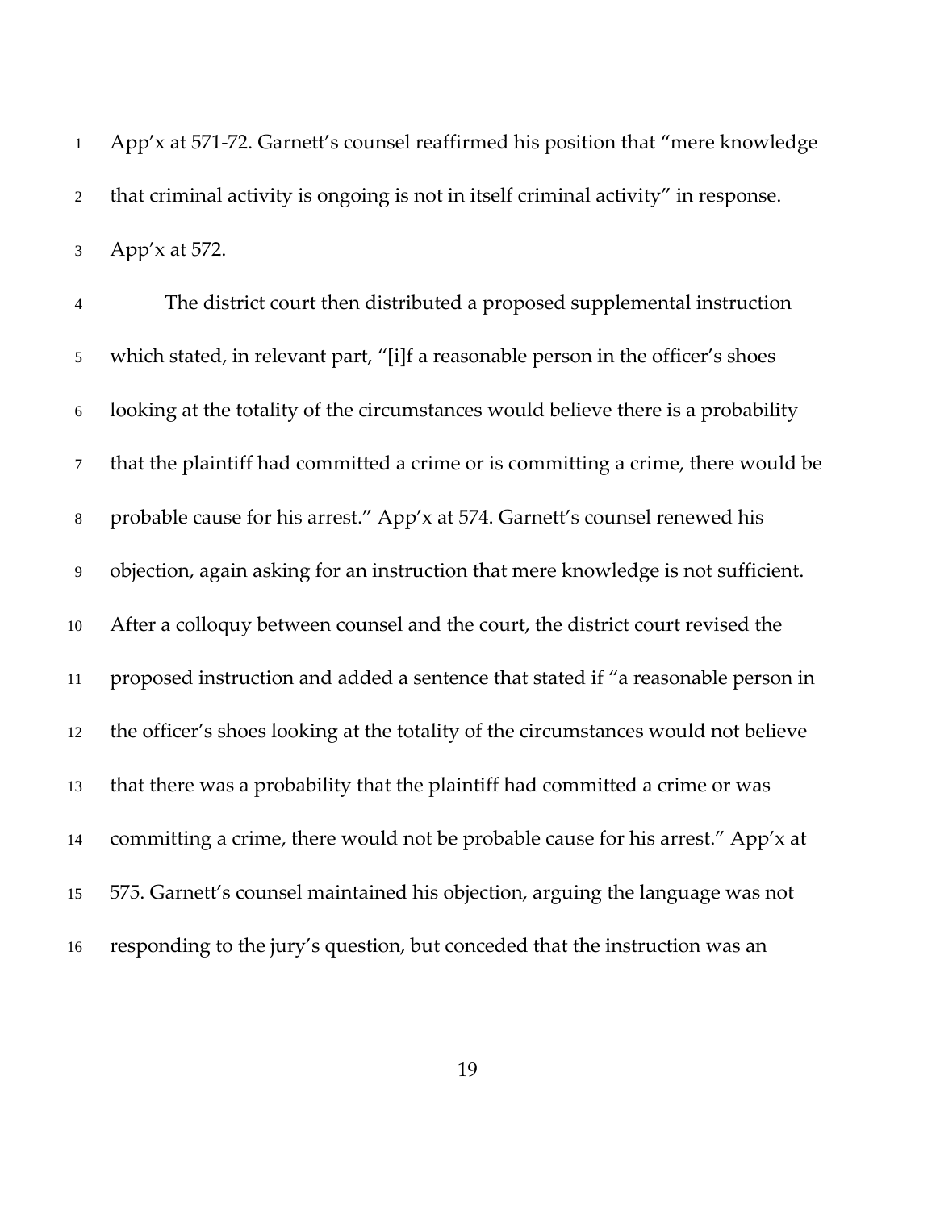App'x at 571-72. Garnett's counsel reaffirmed his position that "mere knowledge that criminal activity is ongoing is not in itself criminal activity" in response. App'x at 572.

The district court then distributed a proposed supplemental instruction which stated, in relevant part, "[i]f a reasonable person in the officer's shoes looking at the totality of the circumstances would believe there is a probability that the plaintiff had committed a crime or is committing a crime, there would be probable cause for his arrest." App'x at 574. Garnett's counsel renewed his objection, again asking for an instruction that mere knowledge is not sufficient. After a colloquy between counsel and the court, the district court revised the proposed instruction and added a sentence that stated if "a reasonable person in the officer's shoes looking at the totality of the circumstances would not believe that there was a probability that the plaintiff had committed a crime or was committing a crime, there would not be probable cause for his arrest." App'x at 575. Garnett's counsel maintained his objection, arguing the language was not responding to the jury's question, but conceded that the instruction was an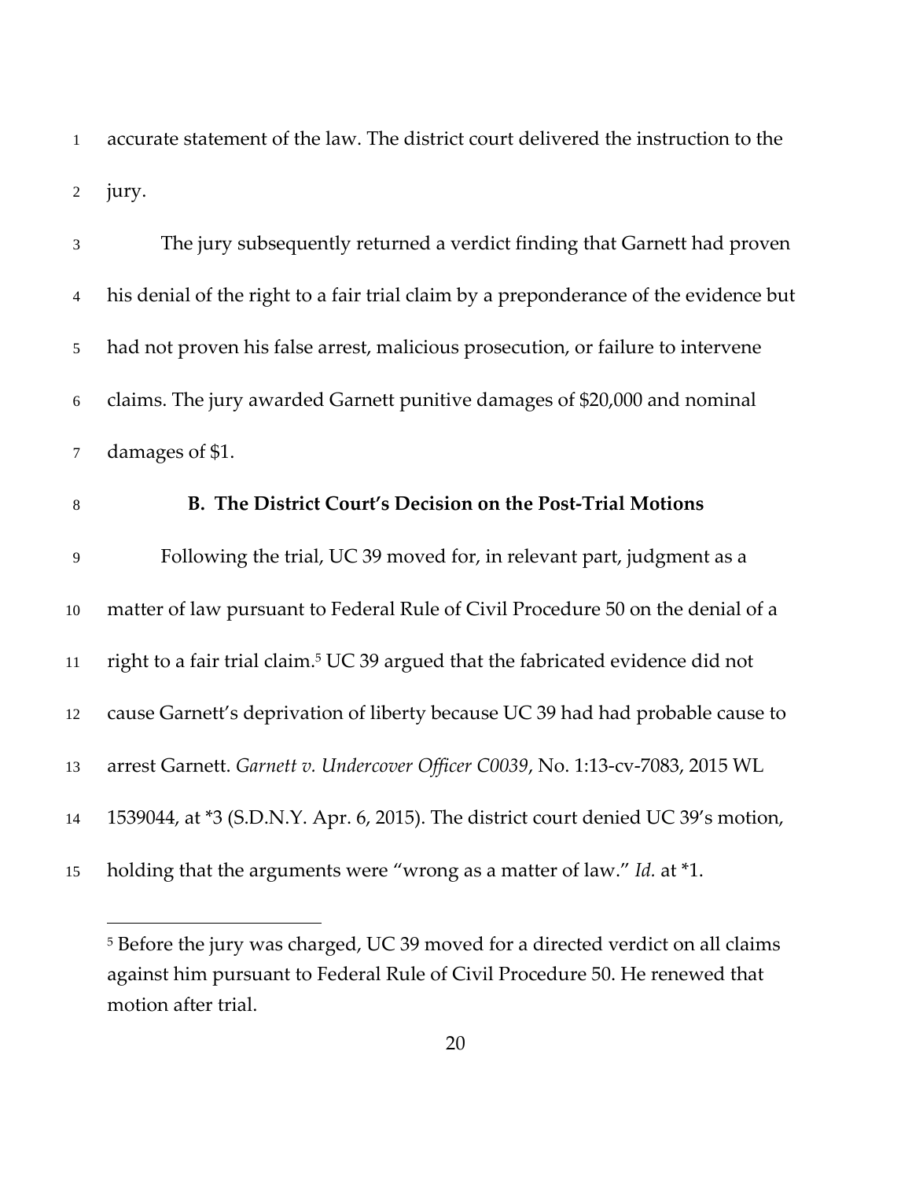accurate statement of the law. The district court delivered the instruction to the jury.

The jury subsequently returned a verdict finding that Garnett had proven his denial of the right to a fair trial claim by a preponderance of the evidence but had not proven his false arrest, malicious prosecution, or failure to intervene claims. The jury awarded Garnett punitive damages of $20,000 and nominal damages of $1.

### B. The District Court's Decision on the Post-Trial Motions

Following the trial, UC 39 moved for, in relevant part, judgment as a matter of law pursuant to Federal Rule of Civil Procedure 50 on the denial of a right to a fair trial claim.[5] UC 39 argued that the fabricated evidence did not cause Garnett's deprivation of liberty because UC 39 had had probable cause to arrest Garnett. *Garnett v. Undercover Officer C0039*, No. 1:13-cv-7083, 2015 WL 1539044, at *3 (S.D.N.Y. Apr. 6, 2015). The district court denied UC 39's motion, holding that the arguments were "wrong as a matter of law." *Id.* at *1.

---

[5] Before the jury was charged, UC 39 moved for a directed verdict on all claims against him pursuant to Federal Rule of Civil Procedure 50. He renewed that motion after trial.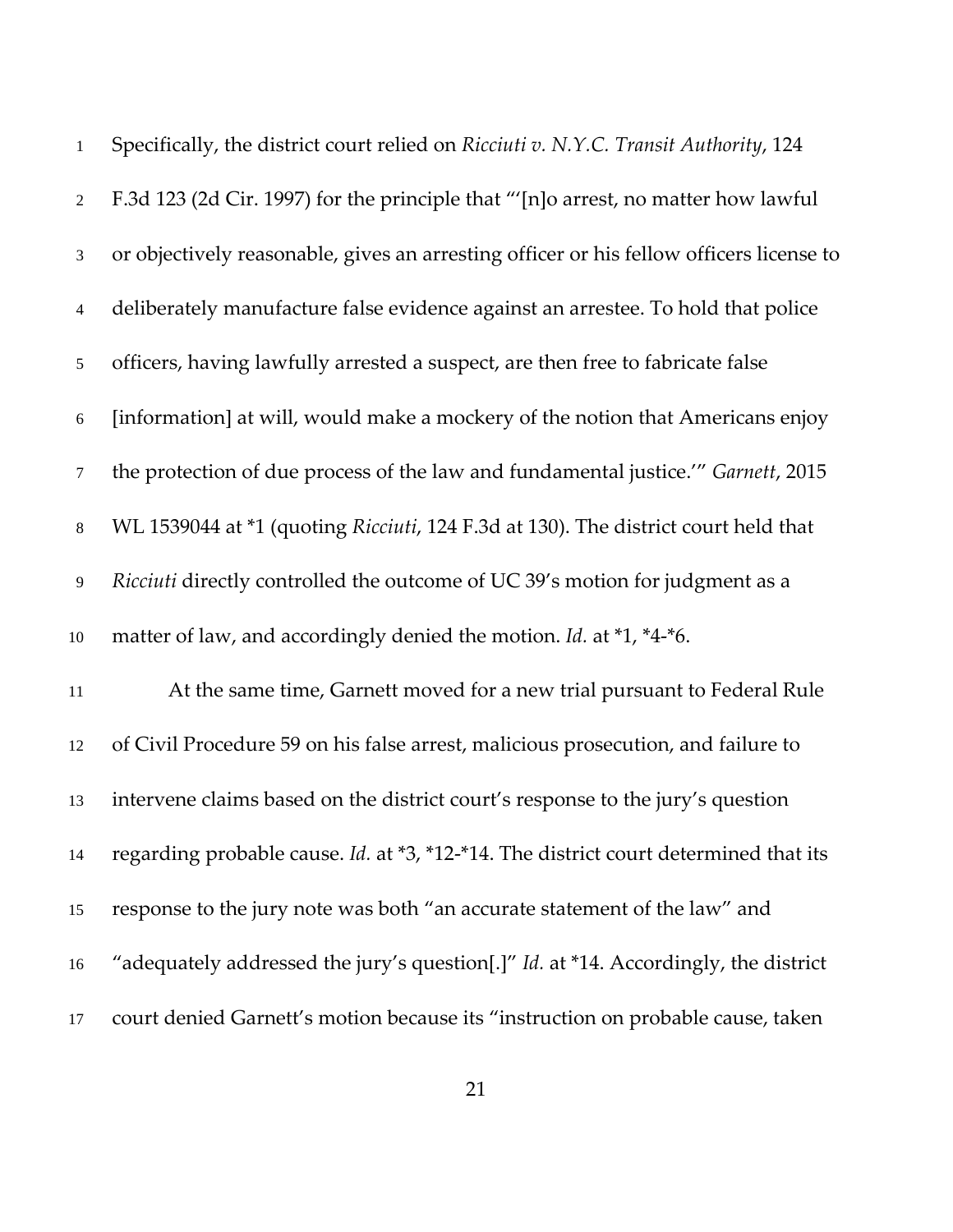Specifically, the district court relied on *Ricciuti v. N.Y.C. Transit Authority*, 124 F.3d 123 (2d Cir. 1997) for the principle that "'[n]o arrest, no matter how lawful or objectively reasonable, gives an arresting officer or his fellow officers license to deliberately manufacture false evidence against an arrestee. To hold that police officers, having lawfully arrested a suspect, are then free to fabricate false [information] at will, would make a mockery of the notion that Americans enjoy the protection of due process of the law and fundamental justice.'" *Garnett*, 2015 WL 1539044 at *1 (quoting *Ricciuti*, 124 F.3d at 130). The district court held that *Ricciuti* directly controlled the outcome of UC 39's motion for judgment as a matter of law, and accordingly denied the motion. *Id.* at *1, *4-*6.

At the same time, Garnett moved for a new trial pursuant to Federal Rule of Civil Procedure 59 on his false arrest, malicious prosecution, and failure to intervene claims based on the district court's response to the jury's question regarding probable cause. *Id.* at *3, *12-*14. The district court determined that its response to the jury note was both "an accurate statement of the law" and "adequately addressed the jury's question[.]" *Id.* at *14. Accordingly, the district court denied Garnett's motion because its "instruction on probable cause, taken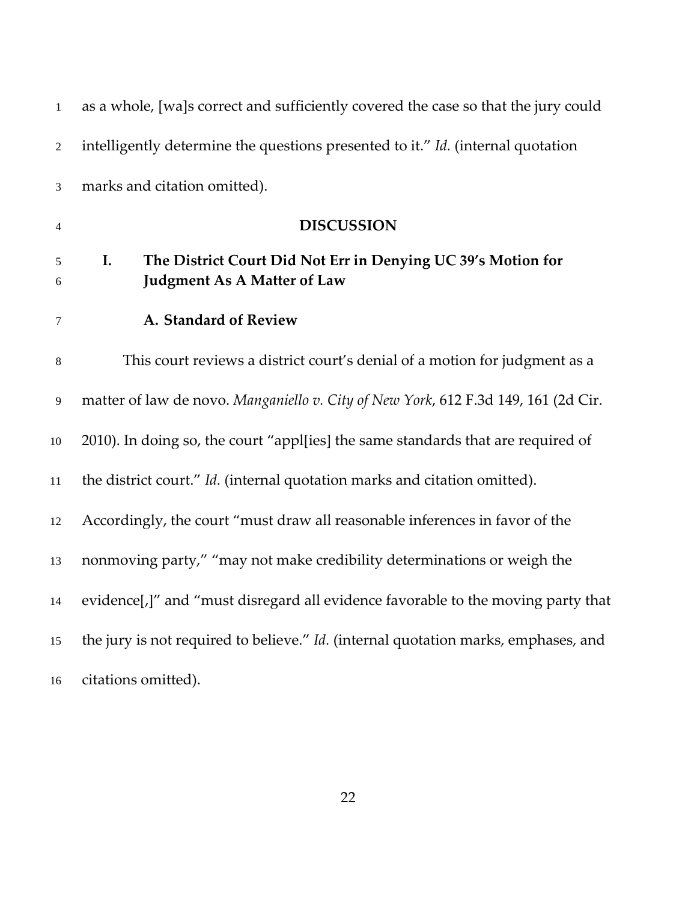as a whole, [wa]s correct and sufficiently covered the case so that the jury could intelligently determine the questions presented to it." *Id.* (internal quotation marks and citation omitted).

## DISCUSSION

### I. The District Court Did Not Err in Denying UC 39's Motion for Judgment As A Matter of Law

#### A. Standard of Review

This court reviews a district court's denial of a motion for judgment as a matter of law de novo. *Manganiello v. City of New York*, 612 F.3d 149, 161 (2d Cir. 2010). In doing so, the court "appl[ies] the same standards that are required of the district court." *Id.* (internal quotation marks and citation omitted). Accordingly, the court "must draw all reasonable inferences in favor of the nonmoving party," "may not make credibility determinations or weigh the evidence[,]" and "must disregard all evidence favorable to the moving party that the jury is not required to believe." *Id.* (internal quotation marks, emphases, and citations omitted).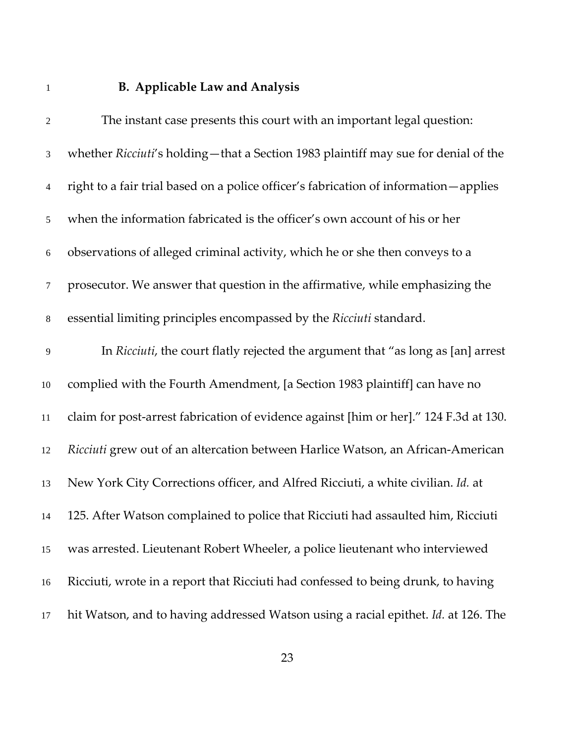### B. Applicable Law and Analysis

The instant case presents this court with an important legal question: whether *Ricciuti*'s holding—that a Section 1983 plaintiff may sue for denial of the right to a fair trial based on a police officer's fabrication of information—applies when the information fabricated is the officer's own account of his or her observations of alleged criminal activity, which he or she then conveys to a prosecutor. We answer that question in the affirmative, while emphasizing the essential limiting principles encompassed by the *Ricciuti* standard.

In *Ricciuti*, the court flatly rejected the argument that "as long as [an] arrest complied with the Fourth Amendment, [a Section 1983 plaintiff] can have no claim for post-arrest fabrication of evidence against [him or her]." 124 F.3d at 130. *Ricciuti* grew out of an altercation between Harlice Watson, an African-American New York City Corrections officer, and Alfred Ricciuti, a white civilian. *Id.* at 125. After Watson complained to police that Ricciuti had assaulted him, Ricciuti was arrested. Lieutenant Robert Wheeler, a police lieutenant who interviewed Ricciuti, wrote in a report that Ricciuti had confessed to being drunk, to having hit Watson, and to having addressed Watson using a racial epithet. *Id.* at 126. The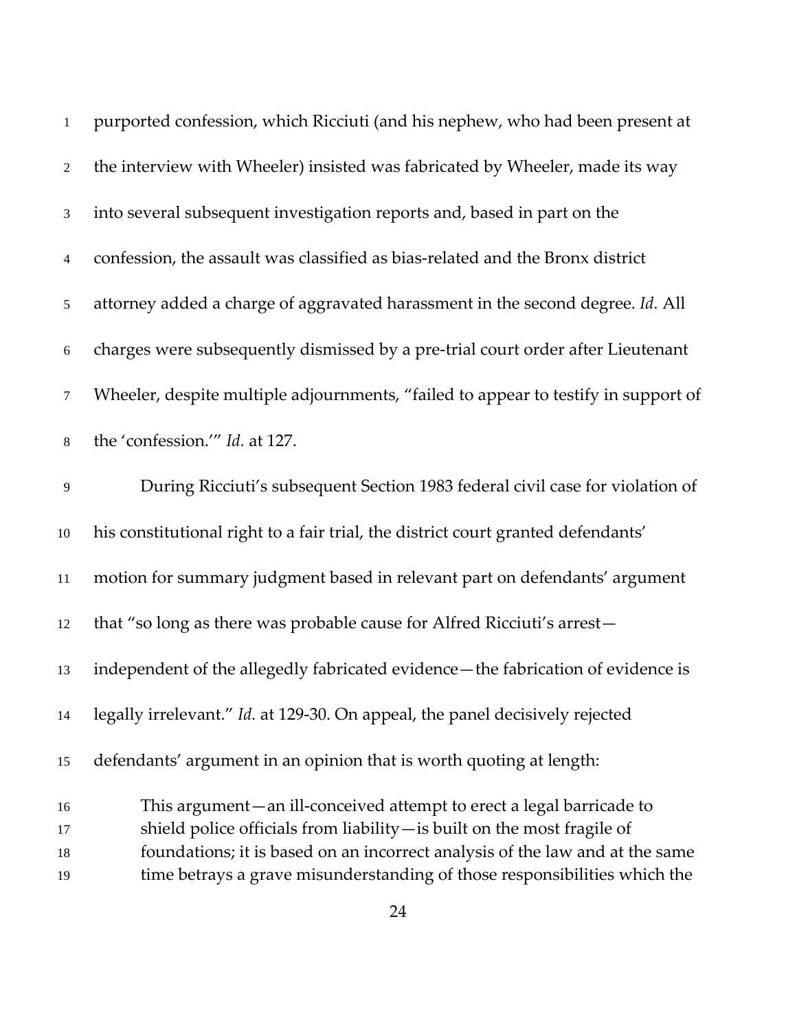purported confession, which Ricciuti (and his nephew, who had been present at the interview with Wheeler) insisted was fabricated by Wheeler, made its way into several subsequent investigation reports and, based in part on the confession, the assault was classified as bias-related and the Bronx district attorney added a charge of aggravated harassment in the second degree. *Id.* All charges were subsequently dismissed by a pre-trial court order after Lieutenant Wheeler, despite multiple adjournments, "failed to appear to testify in support of the 'confession.'" *Id.* at 127.

During Ricciuti's subsequent Section 1983 federal civil case for violation of his constitutional right to a fair trial, the district court granted defendants' motion for summary judgment based in relevant part on defendants' argument that "so long as there was probable cause for Alfred Ricciuti's arrest—independent of the allegedly fabricated evidence—the fabrication of evidence is legally irrelevant." *Id.* at 129-30. On appeal, the panel decisively rejected defendants' argument in an opinion that is worth quoting at length:

> This argument—an ill-conceived attempt to erect a legal barricade to shield police officials from liability—is built on the most fragile of foundations; it is based on an incorrect analysis of the law and at the same time betrays a grave misunderstanding of those responsibilities which the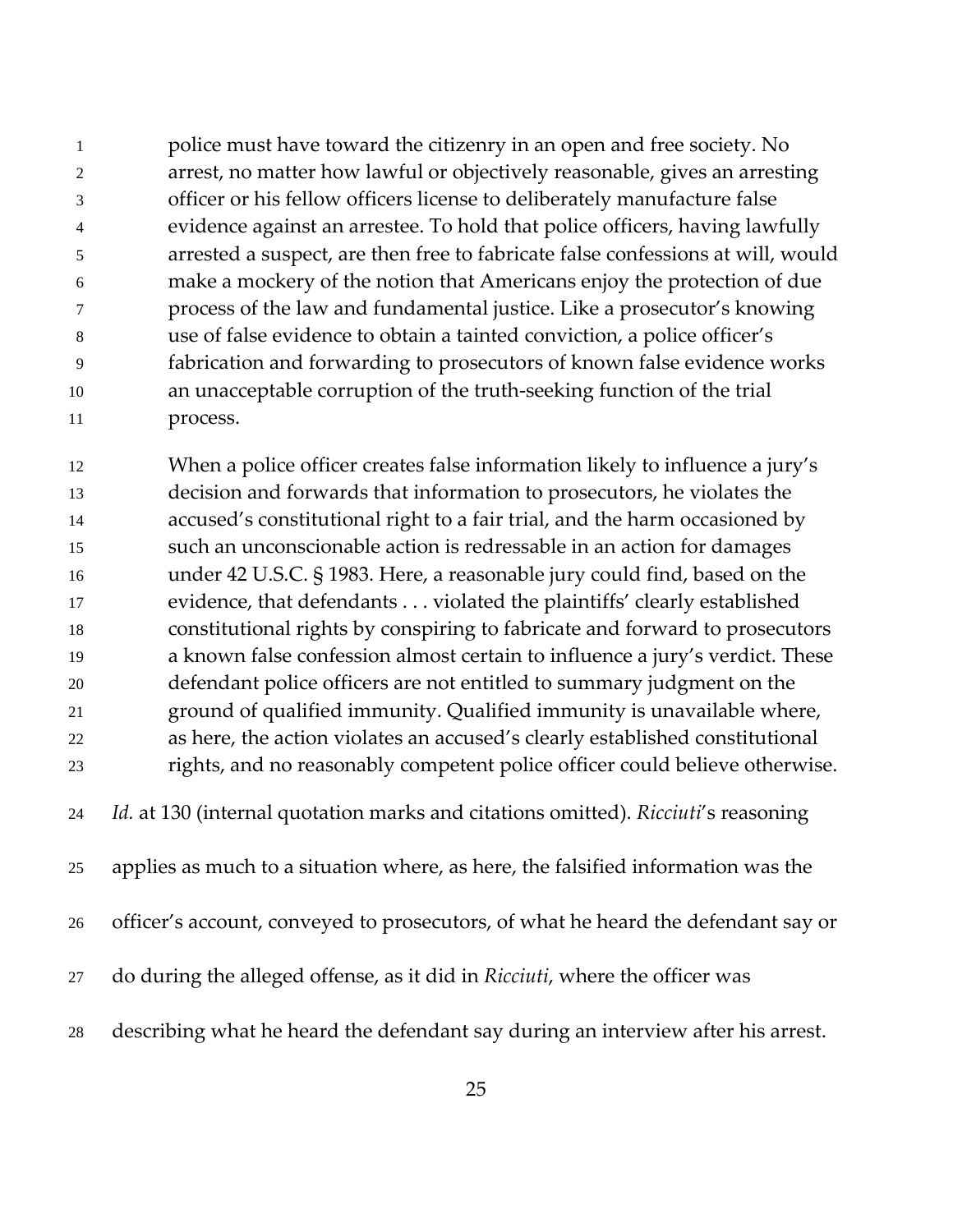> police must have toward the citizenry in an open and free society. No arrest, no matter how lawful or objectively reasonable, gives an arresting officer or his fellow officers license to deliberately manufacture false evidence against an arrestee. To hold that police officers, having lawfully arrested a suspect, are then free to fabricate false confessions at will, would make a mockery of the notion that Americans enjoy the protection of due process of the law and fundamental justice. Like a prosecutor's knowing use of false evidence to obtain a tainted conviction, a police officer's fabrication and forwarding to prosecutors of known false evidence works an unacceptable corruption of the truth-seeking function of the trial process.
>
> When a police officer creates false information likely to influence a jury's decision and forwards that information to prosecutors, he violates the accused's constitutional right to a fair trial, and the harm occasioned by such an unconscionable action is redressable in an action for damages under 42 U.S.C. § 1983. Here, a reasonable jury could find, based on the evidence, that defendants . . . violated the plaintiffs' clearly established constitutional rights by conspiring to fabricate and forward to prosecutors a known false confession almost certain to influence a jury's verdict. These defendant police officers are not entitled to summary judgment on the ground of qualified immunity. Qualified immunity is unavailable where, as here, the action violates an accused's clearly established constitutional rights, and no reasonably competent police officer could believe otherwise.

*Id.* at 130 (internal quotation marks and citations omitted). *Ricciuti*'s reasoning applies as much to a situation where, as here, the falsified information was the officer's account, conveyed to prosecutors, of what he heard the defendant say or do during the alleged offense, as it did in *Ricciuti*, where the officer was describing what he heard the defendant say during an interview after his arrest.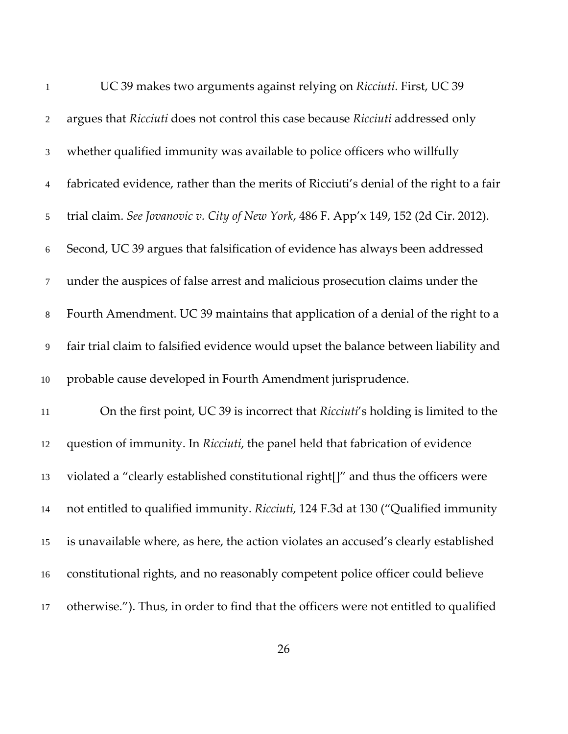UC 39 makes two arguments against relying on *Ricciuti*. First, UC 39 argues that *Ricciuti* does not control this case because *Ricciuti* addressed only whether qualified immunity was available to police officers who willfully fabricated evidence, rather than the merits of Ricciuti's denial of the right to a fair trial claim. *See Jovanovic v. City of New York*, 486 F. App'x 149, 152 (2d Cir. 2012). Second, UC 39 argues that falsification of evidence has always been addressed under the auspices of false arrest and malicious prosecution claims under the Fourth Amendment. UC 39 maintains that application of a denial of the right to a fair trial claim to falsified evidence would upset the balance between liability and probable cause developed in Fourth Amendment jurisprudence.

On the first point, UC 39 is incorrect that *Ricciuti*'s holding is limited to the question of immunity. In *Ricciuti*, the panel held that fabrication of evidence violated a "clearly established constitutional right[]" and thus the officers were not entitled to qualified immunity. *Ricciuti*, 124 F.3d at 130 ("Qualified immunity is unavailable where, as here, the action violates an accused's clearly established constitutional rights, and no reasonably competent police officer could believe otherwise."). Thus, in order to find that the officers were not entitled to qualified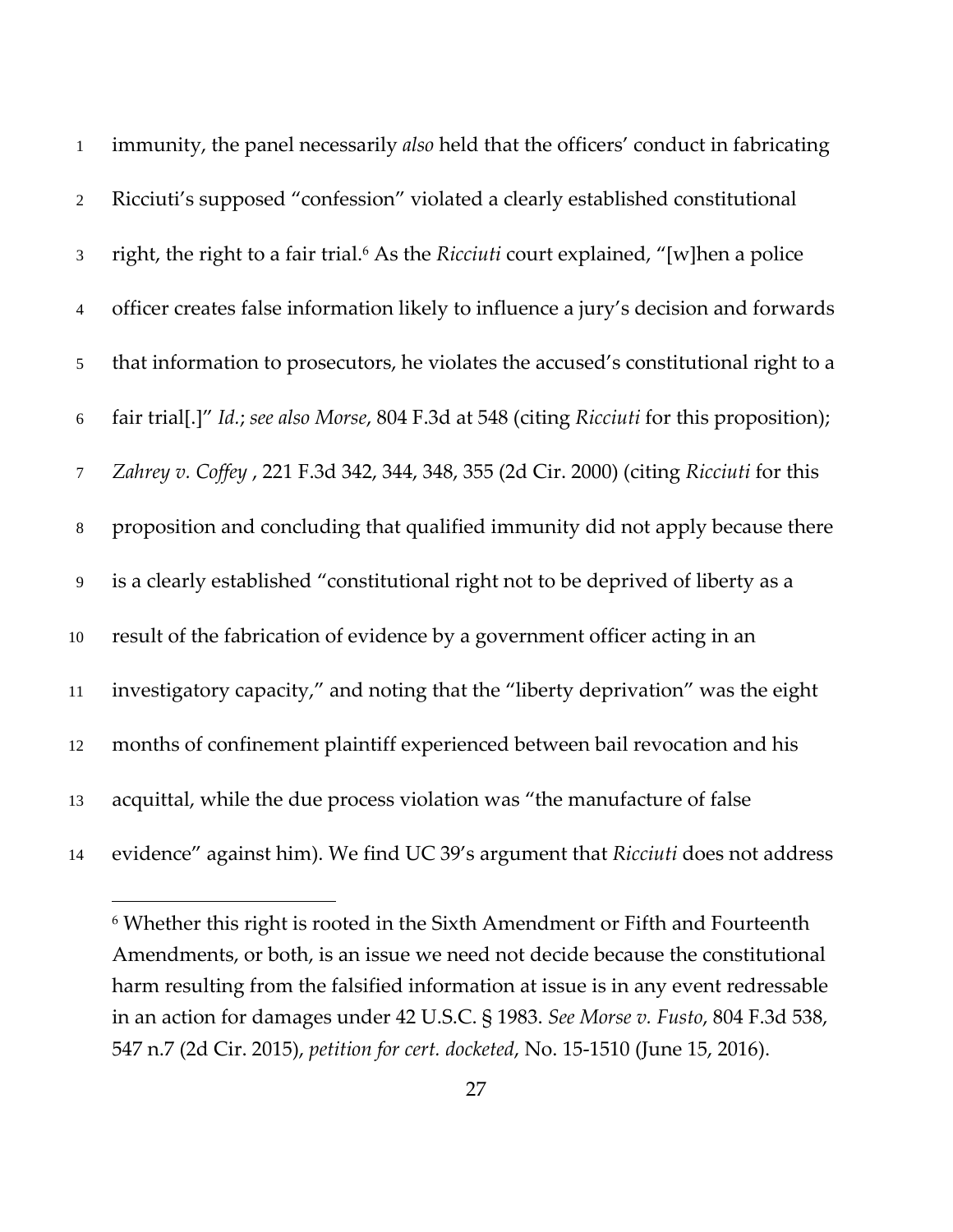immunity, the panel necessarily *also* held that the officers' conduct in fabricating Ricciuti's supposed "confession" violated a clearly established constitutional right, the right to a fair trial.[6] As the *Ricciuti* court explained, "[w]hen a police officer creates false information likely to influence a jury's decision and forwards that information to prosecutors, he violates the accused's constitutional right to a fair trial[.]" *Id.*; *see also Morse*, 804 F.3d at 548 (citing *Ricciuti* for this proposition); *Zahrey v. Coffey* , 221 F.3d 342, 344, 348, 355 (2d Cir. 2000) (citing *Ricciuti* for this proposition and concluding that qualified immunity did not apply because there is a clearly established "constitutional right not to be deprived of liberty as a result of the fabrication of evidence by a government officer acting in an investigatory capacity," and noting that the "liberty deprivation" was the eight months of confinement plaintiff experienced between bail revocation and his acquittal, while the due process violation was "the manufacture of false evidence" against him). We find UC 39's argument that *Ricciuti* does not address

[6] Whether this right is rooted in the Sixth Amendment or Fifth and Fourteenth Amendments, or both, is an issue we need not decide because the constitutional harm resulting from the falsified information at issue is in any event redressable in an action for damages under 42 U.S.C. § 1983. *See Morse v. Fusto*, 804 F.3d 538, 547 n.7 (2d Cir. 2015), *petition for cert. docketed*, No. 15-1510 (June 15, 2016).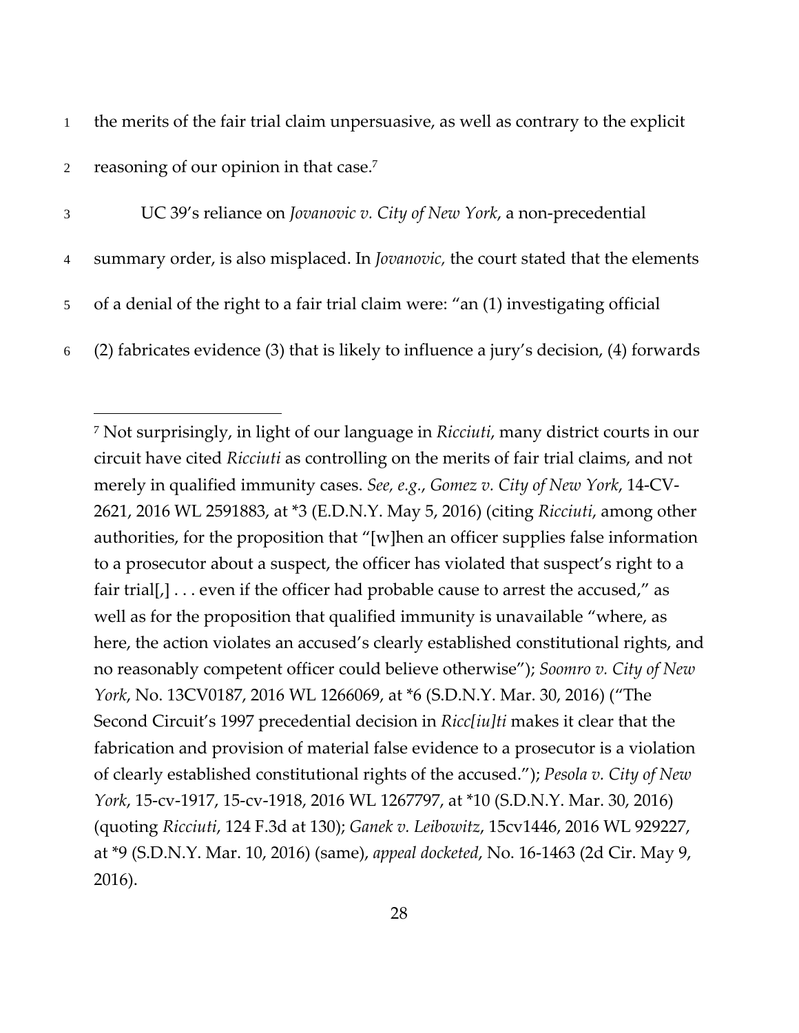the merits of the fair trial claim unpersuasive, as well as contrary to the explicit reasoning of our opinion in that case.[7]

UC 39's reliance on *Jovanovic v. City of New York*, a non-precedential summary order, is also misplaced. In *Jovanovic,* the court stated that the elements of a denial of the right to a fair trial claim were: "an (1) investigating official (2) fabricates evidence (3) that is likely to influence a jury's decision, (4) forwards

[7] Not surprisingly, in light of our language in *Ricciuti*, many district courts in our circuit have cited *Ricciuti* as controlling on the merits of fair trial claims, and not merely in qualified immunity cases. *See, e.g.*, *Gomez v. City of New York*, 14-CV-2621, 2016 WL 2591883, at *3 (E.D.N.Y. May 5, 2016) (citing *Ricciuti*, among other authorities, for the proposition that "[w]hen an officer supplies false information to a prosecutor about a suspect, the officer has violated that suspect's right to a fair trial[,] . . . even if the officer had probable cause to arrest the accused," as well as for the proposition that qualified immunity is unavailable "where, as here, the action violates an accused's clearly established constitutional rights, and no reasonably competent officer could believe otherwise"); *Soomro v. City of New York*, No. 13CV0187, 2016 WL 1266069, at *6 (S.D.N.Y. Mar. 30, 2016) ("The Second Circuit's 1997 precedential decision in *Ricc[iu]ti* makes it clear that the fabrication and provision of material false evidence to a prosecutor is a violation of clearly established constitutional rights of the accused."); *Pesola v. City of New York*, 15-cv-1917, 15-cv-1918, 2016 WL 1267797, at *10 (S.D.N.Y. Mar. 30, 2016) (quoting *Ricciuti*, 124 F.3d at 130); *Ganek v. Leibowitz*, 15cv1446, 2016 WL 929227, at *9 (S.D.N.Y. Mar. 10, 2016) (same), *appeal docketed*, No. 16-1463 (2d Cir. May 9, 2016).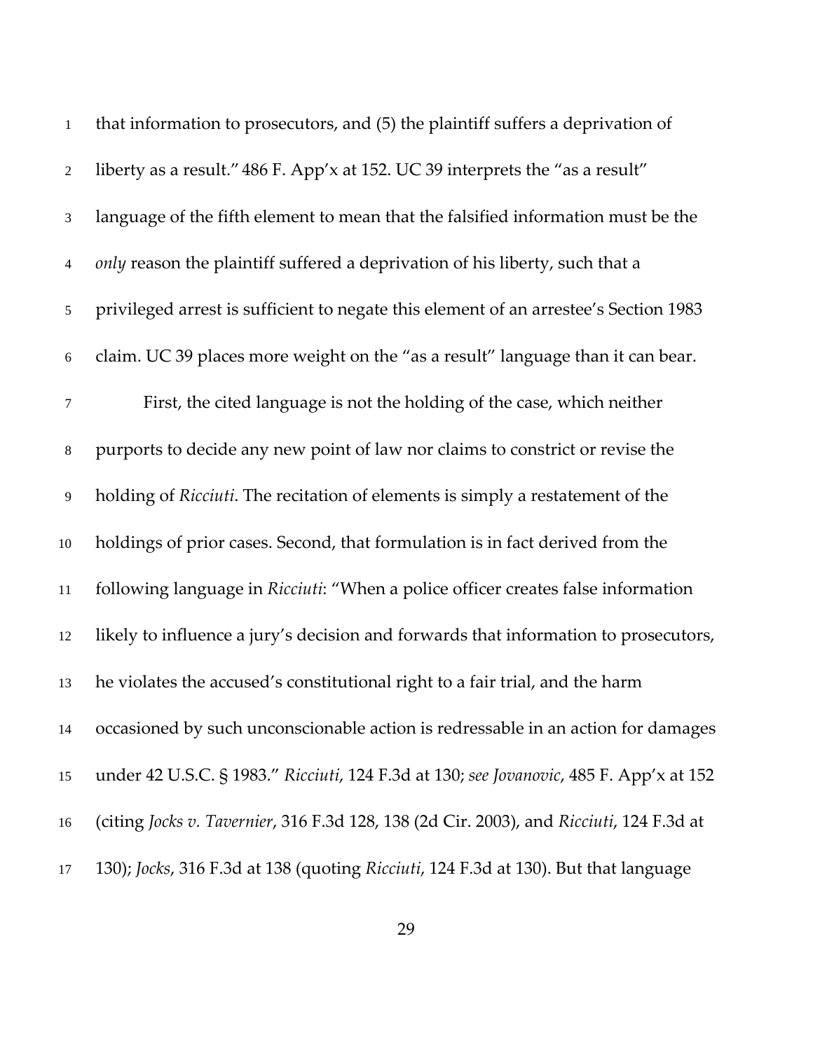that information to prosecutors, and (5) the plaintiff suffers a deprivation of liberty as a result." 486 F. App'x at 152. UC 39 interprets the "as a result" language of the fifth element to mean that the falsified information must be the *only* reason the plaintiff suffered a deprivation of his liberty, such that a privileged arrest is sufficient to negate this element of an arrestee's Section 1983 claim. UC 39 places more weight on the "as a result" language than it can bear.

First, the cited language is not the holding of the case, which neither purports to decide any new point of law nor claims to constrict or revise the holding of *Ricciuti*. The recitation of elements is simply a restatement of the holdings of prior cases. Second, that formulation is in fact derived from the following language in *Ricciuti*: "When a police officer creates false information likely to influence a jury's decision and forwards that information to prosecutors, he violates the accused's constitutional right to a fair trial, and the harm occasioned by such unconscionable action is redressable in an action for damages under 42 U.S.C. § 1983." *Ricciuti*, 124 F.3d at 130; *see Jovanovic*, 485 F. App'x at 152 (citing *Jocks v. Tavernier*, 316 F.3d 128, 138 (2d Cir. 2003), and *Ricciuti*, 124 F.3d at 130); *Jocks*, 316 F.3d at 138 (quoting *Ricciuti*, 124 F.3d at 130). But that language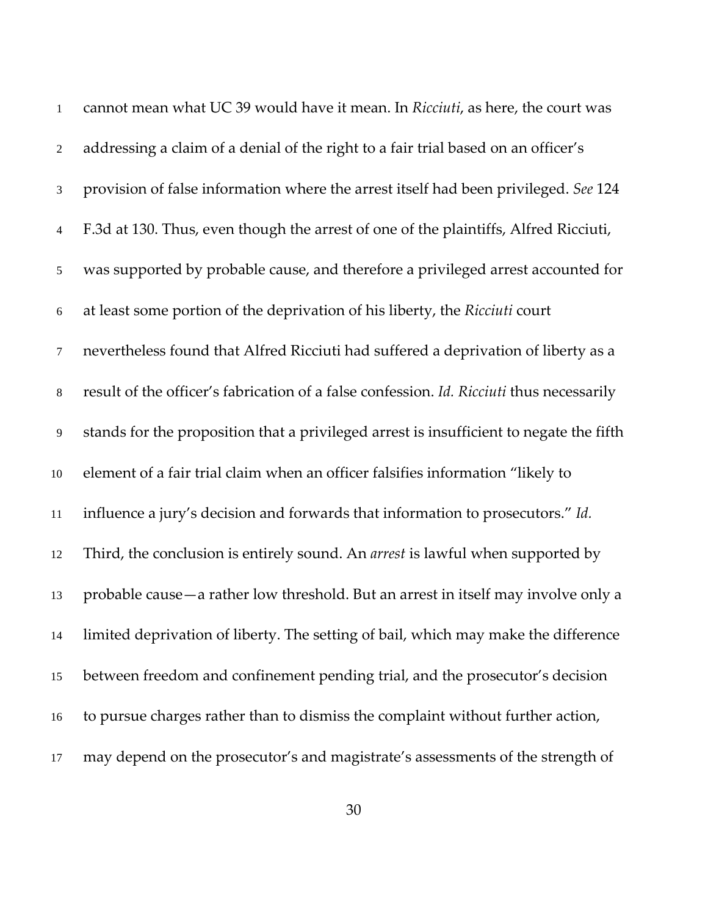cannot mean what UC 39 would have it mean. In *Ricciuti*, as here, the court was addressing a claim of a denial of the right to a fair trial based on an officer's provision of false information where the arrest itself had been privileged. *See* 124 F.3d at 130. Thus, even though the arrest of one of the plaintiffs, Alfred Ricciuti, was supported by probable cause, and therefore a privileged arrest accounted for at least some portion of the deprivation of his liberty, the *Ricciuti* court nevertheless found that Alfred Ricciuti had suffered a deprivation of liberty as a result of the officer's fabrication of a false confession. *Id. Ricciuti* thus necessarily stands for the proposition that a privileged arrest is insufficient to negate the fifth element of a fair trial claim when an officer falsifies information "likely to influence a jury's decision and forwards that information to prosecutors." *Id.* Third, the conclusion is entirely sound. An *arrest* is lawful when supported by probable cause—a rather low threshold. But an arrest in itself may involve only a limited deprivation of liberty. The setting of bail, which may make the difference between freedom and confinement pending trial, and the prosecutor's decision to pursue charges rather than to dismiss the complaint without further action, may depend on the prosecutor's and magistrate's assessments of the strength of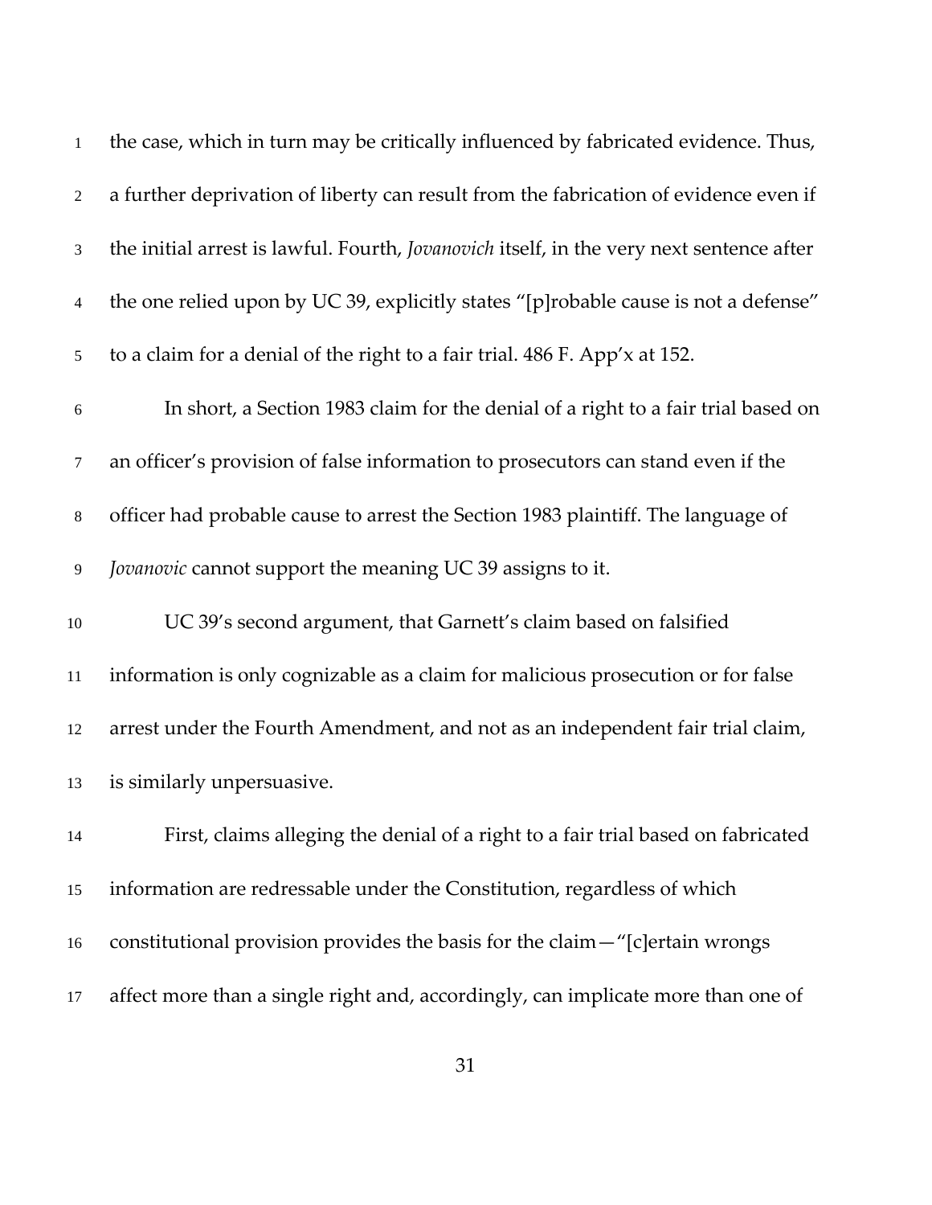the case, which in turn may be critically influenced by fabricated evidence. Thus, a further deprivation of liberty can result from the fabrication of evidence even if the initial arrest is lawful. Fourth, *Jovanovich* itself, in the very next sentence after the one relied upon by UC 39, explicitly states "[p]robable cause is not a defense" to a claim for a denial of the right to a fair trial. 486 F. App'x at 152.

In short, a Section 1983 claim for the denial of a right to a fair trial based on an officer's provision of false information to prosecutors can stand even if the officer had probable cause to arrest the Section 1983 plaintiff. The language of *Jovanovic* cannot support the meaning UC 39 assigns to it.

UC 39's second argument, that Garnett's claim based on falsified information is only cognizable as a claim for malicious prosecution or for false arrest under the Fourth Amendment, and not as an independent fair trial claim, is similarly unpersuasive.

First, claims alleging the denial of a right to a fair trial based on fabricated information are redressable under the Constitution, regardless of which constitutional provision provides the basis for the claim—"[c]ertain wrongs affect more than a single right and, accordingly, can implicate more than one of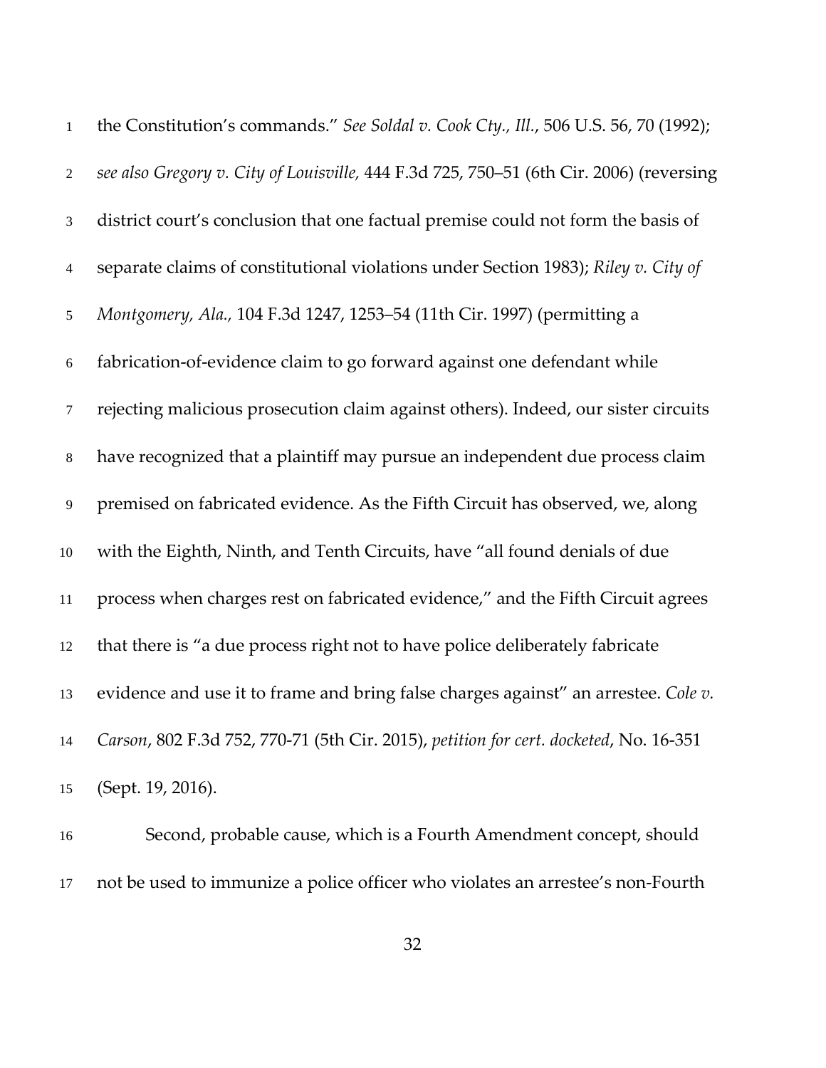the Constitution's commands." *See Soldal v. Cook Cty., Ill.*, 506 U.S. 56, 70 (1992); *see also Gregory v. City of Louisville,* 444 F.3d 725, 750–51 (6th Cir. 2006) (reversing district court's conclusion that one factual premise could not form the basis of separate claims of constitutional violations under Section 1983); *Riley v. City of Montgomery, Ala.,* 104 F.3d 1247, 1253–54 (11th Cir. 1997) (permitting a fabrication-of-evidence claim to go forward against one defendant while rejecting malicious prosecution claim against others). Indeed, our sister circuits have recognized that a plaintiff may pursue an independent due process claim premised on fabricated evidence. As the Fifth Circuit has observed, we, along with the Eighth, Ninth, and Tenth Circuits, have "all found denials of due process when charges rest on fabricated evidence," and the Fifth Circuit agrees that there is "a due process right not to have police deliberately fabricate evidence and use it to frame and bring false charges against" an arrestee. *Cole v. Carson*, 802 F.3d 752, 770-71 (5th Cir. 2015), *petition for cert. docketed*, No. 16-351 (Sept. 19, 2016).

Second, probable cause, which is a Fourth Amendment concept, should not be used to immunize a police officer who violates an arrestee's non-Fourth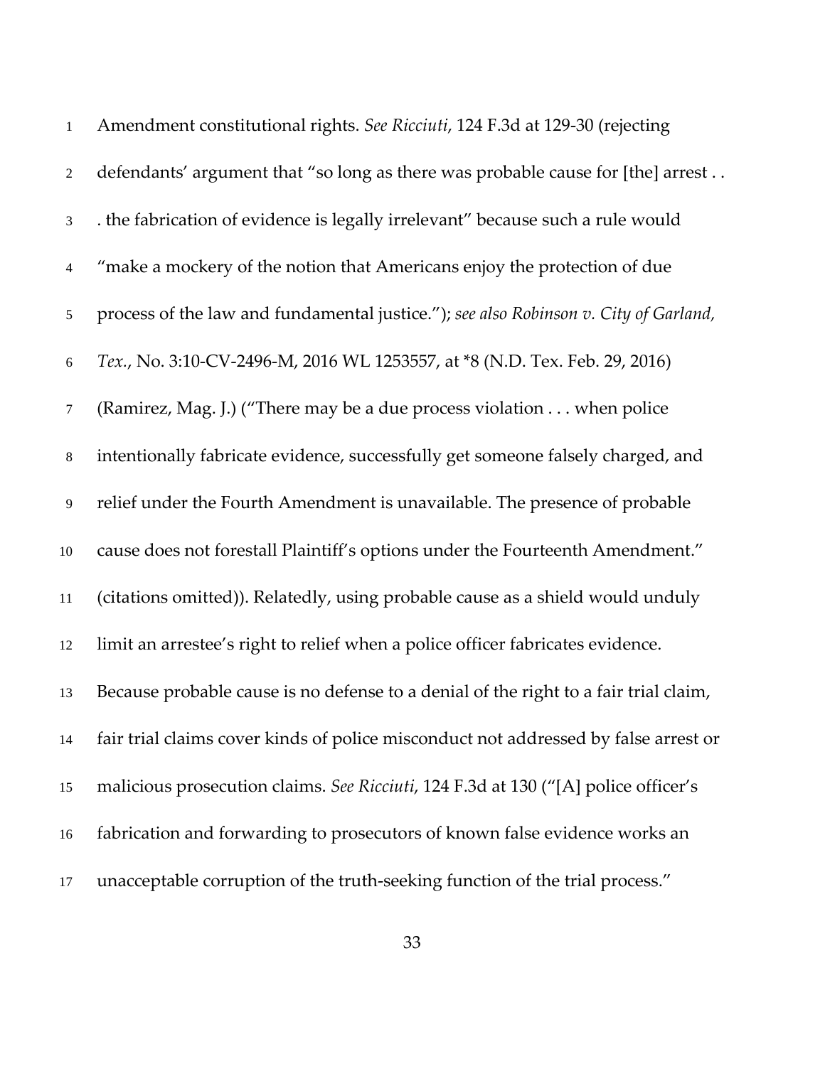Amendment constitutional rights. *See Ricciuti*, 124 F.3d at 129-30 (rejecting defendants' argument that "so long as there was probable cause for [the] arrest . . . the fabrication of evidence is legally irrelevant" because such a rule would "make a mockery of the notion that Americans enjoy the protection of due process of the law and fundamental justice."); *see also Robinson v. City of Garland, Tex.*, No. 3:10-CV-2496-M, 2016 WL 1253557, at *8 (N.D. Tex. Feb. 29, 2016) (Ramirez, Mag. J.) ("There may be a due process violation . . . when police intentionally fabricate evidence, successfully get someone falsely charged, and relief under the Fourth Amendment is unavailable. The presence of probable cause does not forestall Plaintiff's options under the Fourteenth Amendment." (citations omitted)). Relatedly, using probable cause as a shield would unduly limit an arrestee's right to relief when a police officer fabricates evidence. Because probable cause is no defense to a denial of the right to a fair trial claim, fair trial claims cover kinds of police misconduct not addressed by false arrest or malicious prosecution claims. *See Ricciuti*, 124 F.3d at 130 ("[A] police officer's fabrication and forwarding to prosecutors of known false evidence works an unacceptable corruption of the truth-seeking function of the trial process."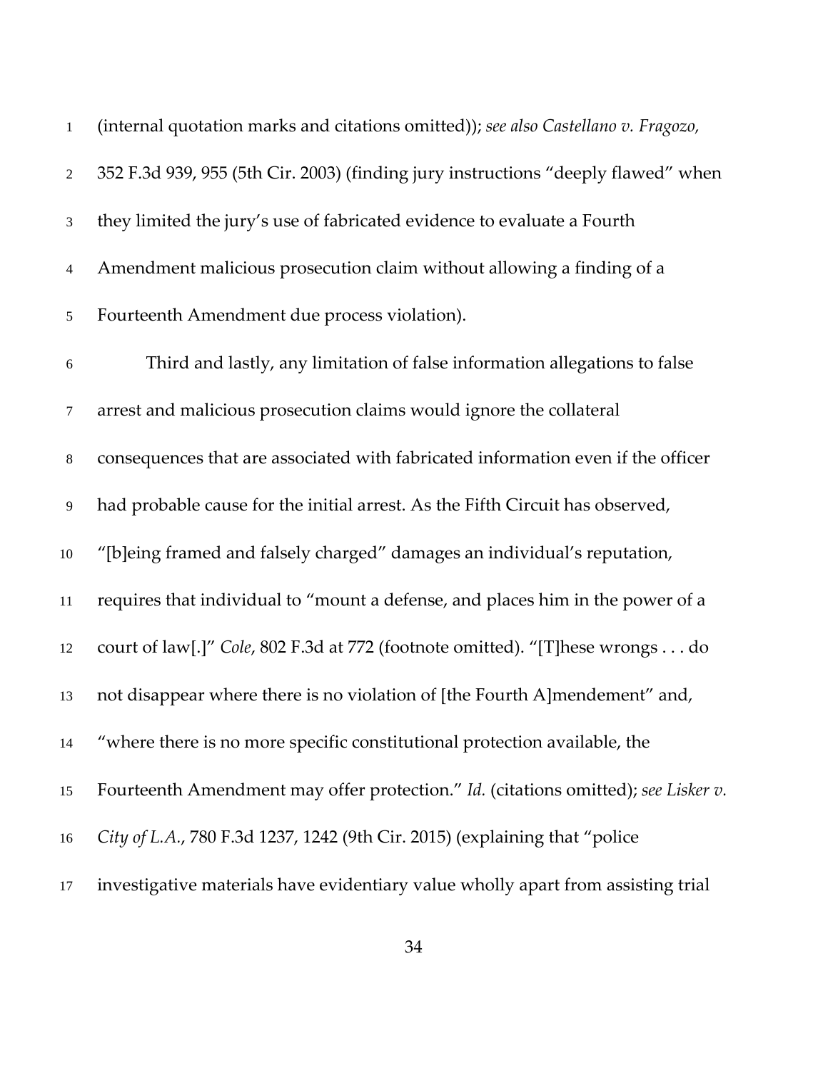(internal quotation marks and citations omitted)); *see also Castellano v. Fragozo,* 352 F.3d 939, 955 (5th Cir. 2003) (finding jury instructions "deeply flawed" when they limited the jury's use of fabricated evidence to evaluate a Fourth Amendment malicious prosecution claim without allowing a finding of a Fourteenth Amendment due process violation).

Third and lastly, any limitation of false information allegations to false arrest and malicious prosecution claims would ignore the collateral consequences that are associated with fabricated information even if the officer had probable cause for the initial arrest. As the Fifth Circuit has observed, "[b]eing framed and falsely charged" damages an individual's reputation, requires that individual to "mount a defense, and places him in the power of a court of law[.]" *Cole*, 802 F.3d at 772 (footnote omitted). "[T]hese wrongs . . . do not disappear where there is no violation of [the Fourth A]mendement" and, "where there is no more specific constitutional protection available, the Fourteenth Amendment may offer protection." *Id.* (citations omitted); *see Lisker v. City of L.A.*, 780 F.3d 1237, 1242 (9th Cir. 2015) (explaining that "police investigative materials have evidentiary value wholly apart from assisting trial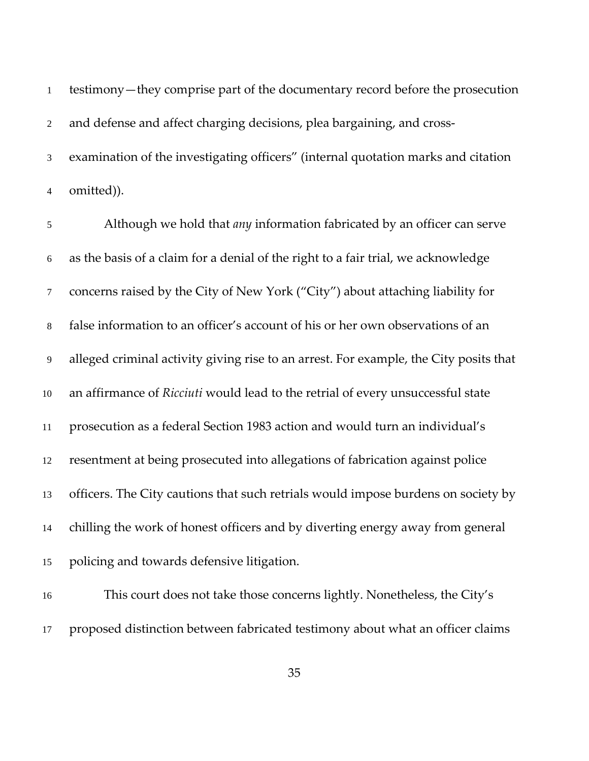testimony—they comprise part of the documentary record before the prosecution and defense and affect charging decisions, plea bargaining, and cross-examination of the investigating officers" (internal quotation marks and citation omitted)).

Although we hold that *any* information fabricated by an officer can serve as the basis of a claim for a denial of the right to a fair trial, we acknowledge concerns raised by the City of New York ("City") about attaching liability for false information to an officer's account of his or her own observations of an alleged criminal activity giving rise to an arrest. For example, the City posits that an affirmance of *Ricciuti* would lead to the retrial of every unsuccessful state prosecution as a federal Section 1983 action and would turn an individual's resentment at being prosecuted into allegations of fabrication against police officers. The City cautions that such retrials would impose burdens on society by chilling the work of honest officers and by diverting energy away from general policing and towards defensive litigation.

This court does not take those concerns lightly. Nonetheless, the City's proposed distinction between fabricated testimony about what an officer claims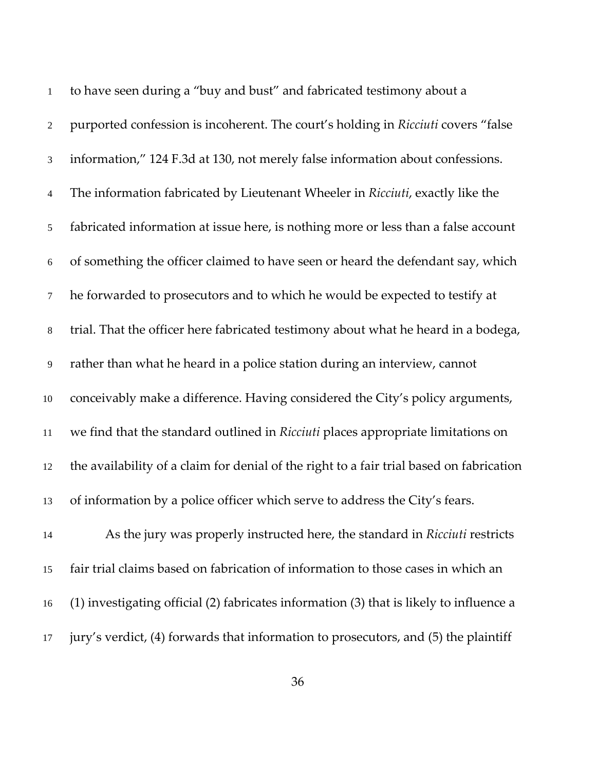to have seen during a "buy and bust" and fabricated testimony about a purported confession is incoherent. The court's holding in *Ricciuti* covers "false information," 124 F.3d at 130, not merely false information about confessions. The information fabricated by Lieutenant Wheeler in *Ricciuti*, exactly like the fabricated information at issue here, is nothing more or less than a false account of something the officer claimed to have seen or heard the defendant say, which he forwarded to prosecutors and to which he would be expected to testify at trial. That the officer here fabricated testimony about what he heard in a bodega, rather than what he heard in a police station during an interview, cannot conceivably make a difference. Having considered the City's policy arguments, we find that the standard outlined in *Ricciuti* places appropriate limitations on the availability of a claim for denial of the right to a fair trial based on fabrication of information by a police officer which serve to address the City's fears.

As the jury was properly instructed here, the standard in *Ricciuti* restricts fair trial claims based on fabrication of information to those cases in which an (1) investigating official (2) fabricates information (3) that is likely to influence a jury's verdict, (4) forwards that information to prosecutors, and (5) the plaintiff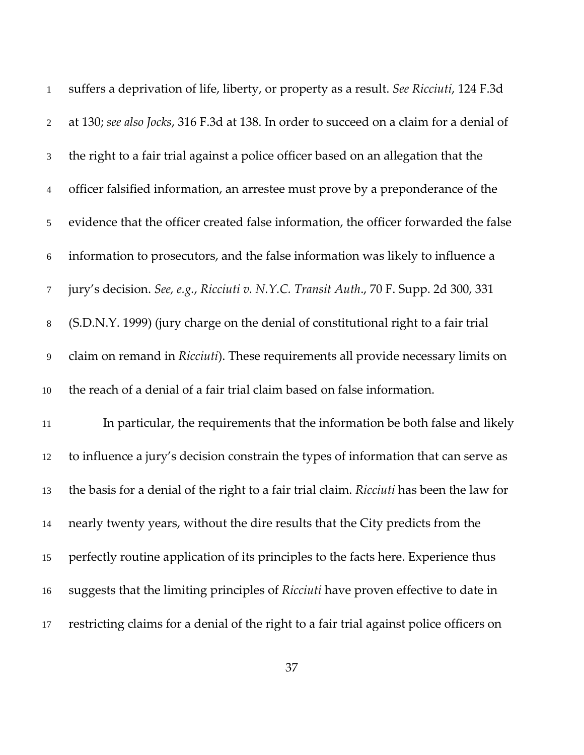suffers a deprivation of life, liberty, or property as a result. *See Ricciuti*, 124 F.3d at 130; *see also Jocks*, 316 F.3d at 138. In order to succeed on a claim for a denial of the right to a fair trial against a police officer based on an allegation that the officer falsified information, an arrestee must prove by a preponderance of the evidence that the officer created false information, the officer forwarded the false information to prosecutors, and the false information was likely to influence a jury's decision. *See, e.g.*, *Ricciuti v. N.Y.C. Transit Auth.*, 70 F. Supp. 2d 300, 331 (S.D.N.Y. 1999) (jury charge on the denial of constitutional right to a fair trial claim on remand in *Ricciuti*). These requirements all provide necessary limits on the reach of a denial of a fair trial claim based on false information.

In particular, the requirements that the information be both false and likely to influence a jury's decision constrain the types of information that can serve as the basis for a denial of the right to a fair trial claim. *Ricciuti* has been the law for nearly twenty years, without the dire results that the City predicts from the perfectly routine application of its principles to the facts here. Experience thus suggests that the limiting principles of *Ricciuti* have proven effective to date in restricting claims for a denial of the right to a fair trial against police officers on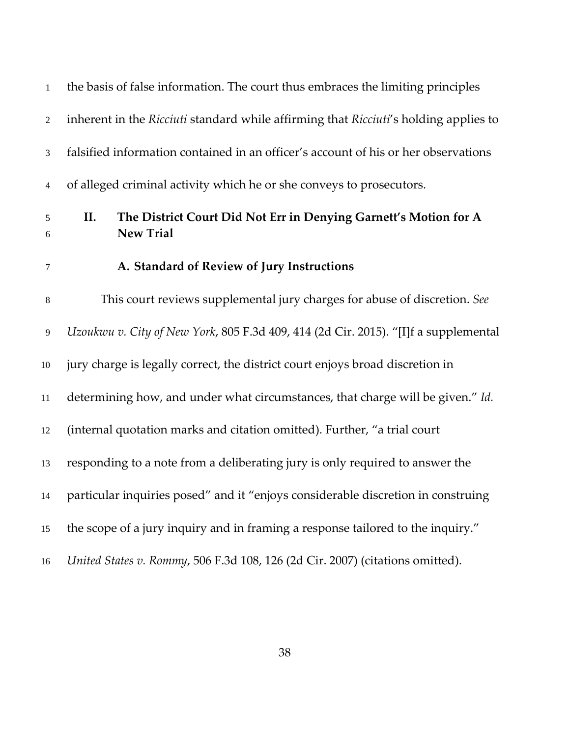the basis of false information. The court thus embraces the limiting principles inherent in the *Ricciuti* standard while affirming that *Ricciuti*'s holding applies to falsified information contained in an officer's account of his or her observations of alleged criminal activity which he or she conveys to prosecutors.

## II. The District Court Did Not Err in Denying Garnett's Motion for A New Trial

### A. Standard of Review of Jury Instructions

This court reviews supplemental jury charges for abuse of discretion. *See Uzoukwu v. City of New York*, 805 F.3d 409, 414 (2d Cir. 2015). "[I]f a supplemental jury charge is legally correct, the district court enjoys broad discretion in determining how, and under what circumstances, that charge will be given." *Id.* (internal quotation marks and citation omitted). Further, "a trial court responding to a note from a deliberating jury is only required to answer the particular inquiries posed" and it "enjoys considerable discretion in construing the scope of a jury inquiry and in framing a response tailored to the inquiry." *United States v. Rommy*, 506 F.3d 108, 126 (2d Cir. 2007) (citations omitted).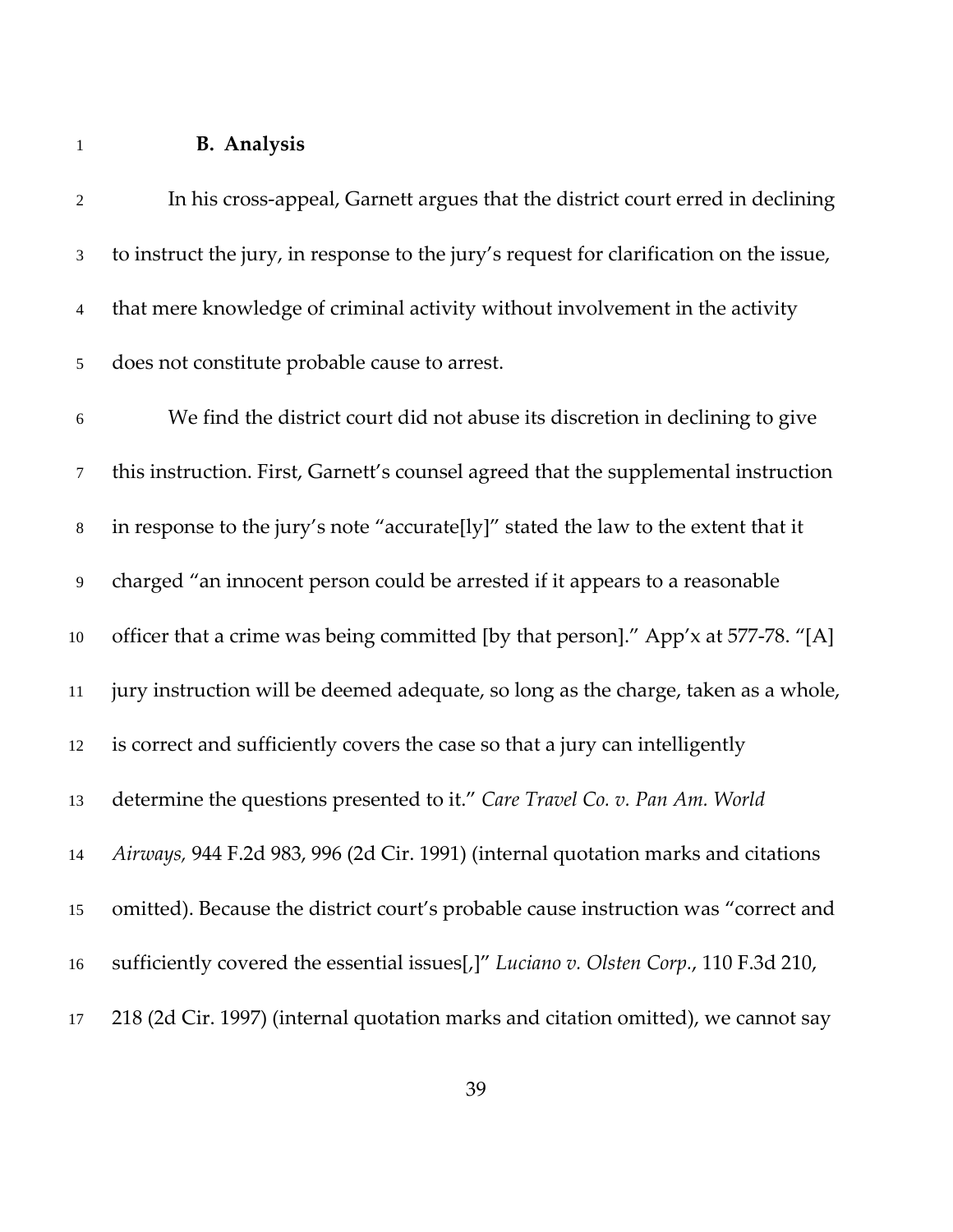### B. Analysis

In his cross-appeal, Garnett argues that the district court erred in declining to instruct the jury, in response to the jury's request for clarification on the issue, that mere knowledge of criminal activity without involvement in the activity does not constitute probable cause to arrest.

We find the district court did not abuse its discretion in declining to give this instruction. First, Garnett's counsel agreed that the supplemental instruction in response to the jury's note "accurate[ly]" stated the law to the extent that it charged "an innocent person could be arrested if it appears to a reasonable officer that a crime was being committed [by that person]." App'x at 577-78. "[A] jury instruction will be deemed adequate, so long as the charge, taken as a whole, is correct and sufficiently covers the case so that a jury can intelligently determine the questions presented to it." *Care Travel Co. v. Pan Am. World Airways,* 944 F.2d 983, 996 (2d Cir. 1991) (internal quotation marks and citations omitted). Because the district court's probable cause instruction was "correct and sufficiently covered the essential issues[,]" *Luciano v. Olsten Corp.*, 110 F.3d 210, 218 (2d Cir. 1997) (internal quotation marks and citation omitted), we cannot say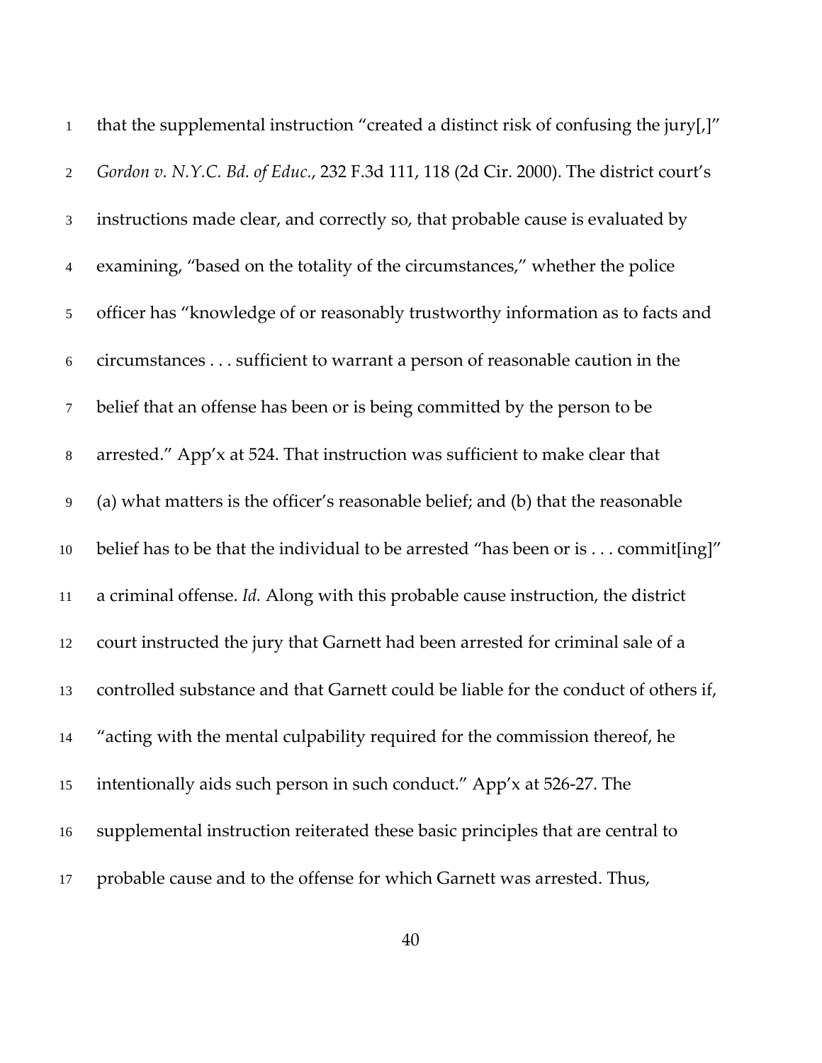that the supplemental instruction "created a distinct risk of confusing the jury[,]" *Gordon v. N.Y.C. Bd. of Educ.*, 232 F.3d 111, 118 (2d Cir. 2000). The district court's instructions made clear, and correctly so, that probable cause is evaluated by examining, "based on the totality of the circumstances," whether the police officer has "knowledge of or reasonably trustworthy information as to facts and circumstances . . . sufficient to warrant a person of reasonable caution in the belief that an offense has been or is being committed by the person to be arrested." App'x at 524. That instruction was sufficient to make clear that (a) what matters is the officer's reasonable belief; and (b) that the reasonable belief has to be that the individual to be arrested "has been or is . . . commit[ing]" a criminal offense. *Id.* Along with this probable cause instruction, the district court instructed the jury that Garnett had been arrested for criminal sale of a controlled substance and that Garnett could be liable for the conduct of others if, "acting with the mental culpability required for the commission thereof, he intentionally aids such person in such conduct." App'x at 526-27. The supplemental instruction reiterated these basic principles that are central to probable cause and to the offense for which Garnett was arrested. Thus,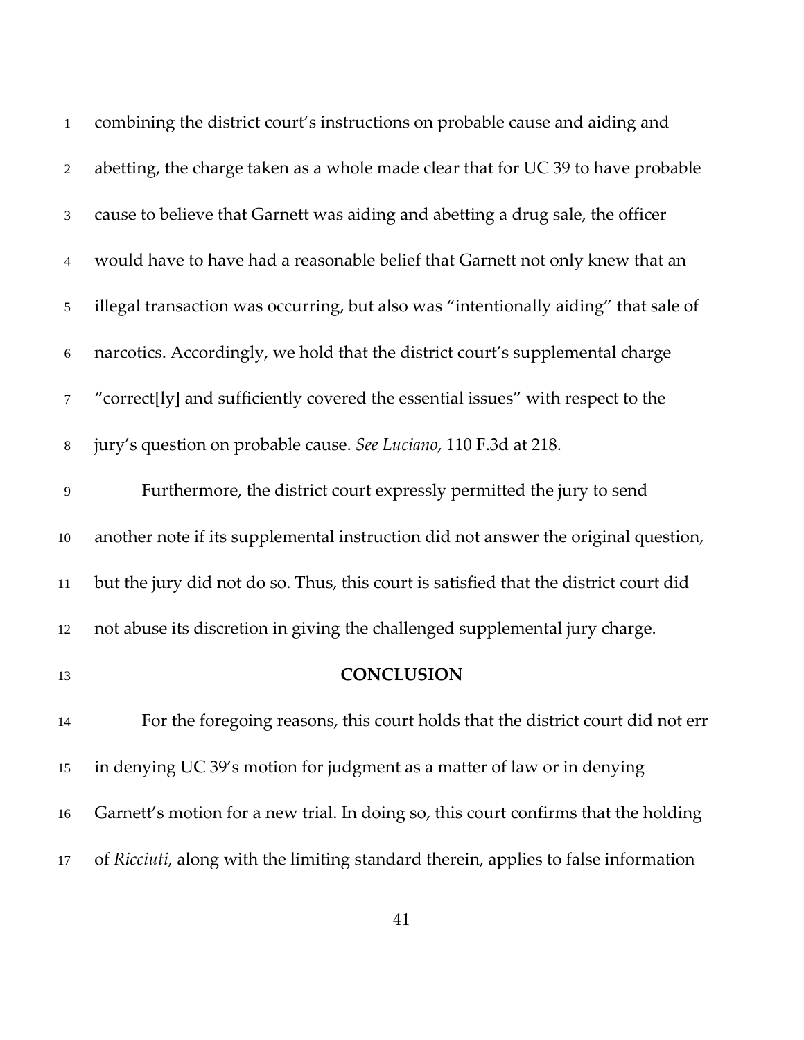combining the district court's instructions on probable cause and aiding and abetting, the charge taken as a whole made clear that for UC 39 to have probable cause to believe that Garnett was aiding and abetting a drug sale, the officer would have to have had a reasonable belief that Garnett not only knew that an illegal transaction was occurring, but also was "intentionally aiding" that sale of narcotics. Accordingly, we hold that the district court's supplemental charge "correct[ly] and sufficiently covered the essential issues" with respect to the jury's question on probable cause. *See Luciano*, 110 F.3d at 218.

Furthermore, the district court expressly permitted the jury to send another note if its supplemental instruction did not answer the original question, but the jury did not do so. Thus, this court is satisfied that the district court did not abuse its discretion in giving the challenged supplemental jury charge.

## CONCLUSION

For the foregoing reasons, this court holds that the district court did not err in denying UC 39's motion for judgment as a matter of law or in denying Garnett's motion for a new trial. In doing so, this court confirms that the holding of *Ricciuti*, along with the limiting standard therein, applies to false information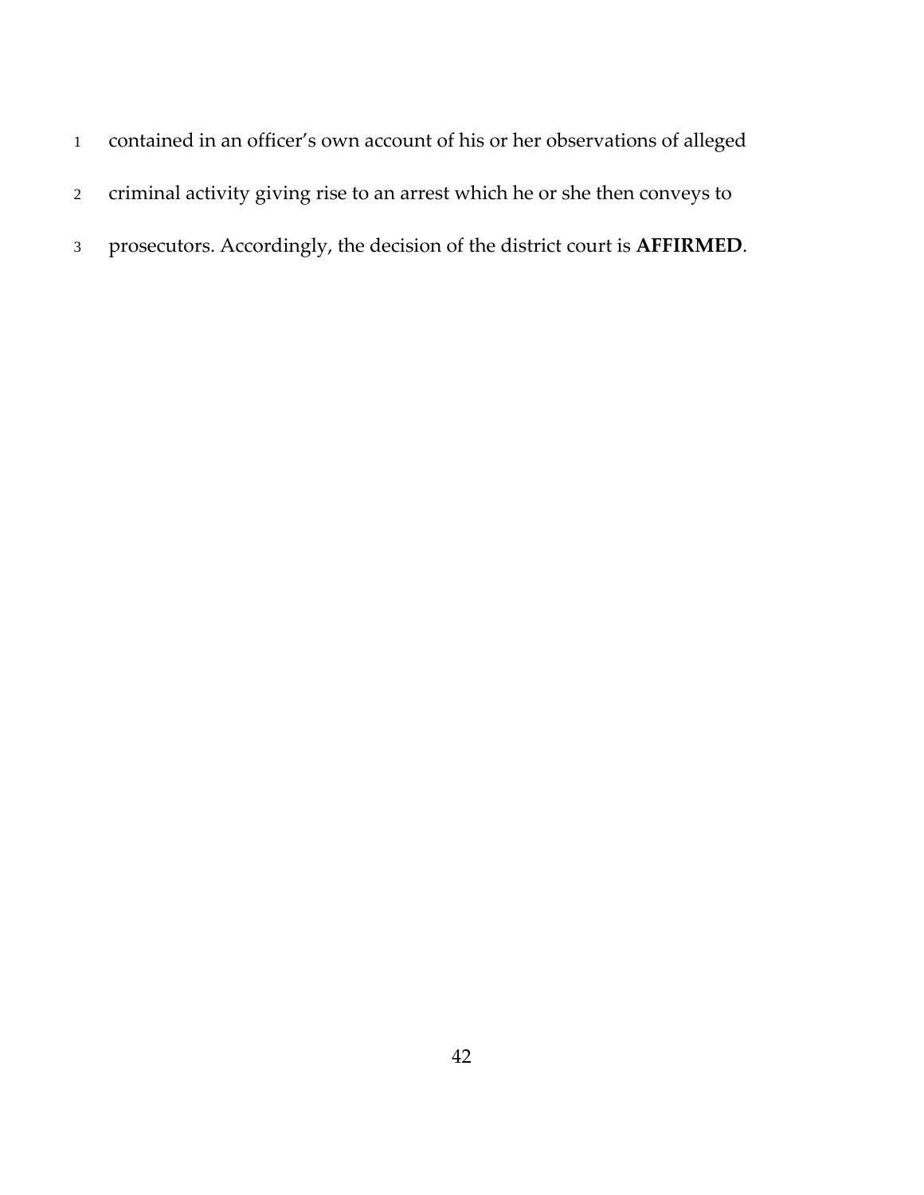contained in an officer's own account of his or her observations of alleged criminal activity giving rise to an arrest which he or she then conveys to prosecutors. Accordingly, the decision of the district court is **AFFIRMED**.